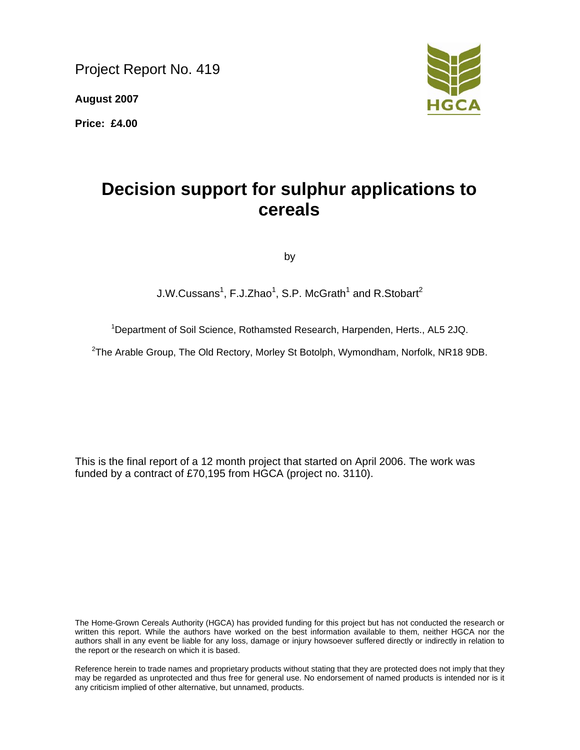Project Report No. 419

**August 2007**

**Price: £4.00**

HGCA

# Decision support for sulphur applications to cereals

by

J.W.Cussans[1], F.J.Zhao[1], S.P. McGrath[1] and R.Stobart[2]

[1]Department of Soil Science, Rothamsted Research, Harpenden, Herts., AL5 2JQ.

[2]The Arable Group, The Old Rectory, Morley St Botolph, Wymondham, Norfolk, NR18 9DB.

This is the final report of a 12 month project that started on April 2006. The work was funded by a contract of £70,195 from HGCA (project no. 3110).

The Home-Grown Cereals Authority (HGCA) has provided funding for this project but has not conducted the research or written this report. While the authors have worked on the best information available to them, neither HGCA nor the authors shall in any event be liable for any loss, damage or injury howsoever suffered directly or indirectly in relation to the report or the research on which it is based.

Reference herein to trade names and proprietary products without stating that they are protected does not imply that they may be regarded as unprotected and thus free for general use. No endorsement of named products is intended nor is it any criticism implied of other alternative, but unnamed, products.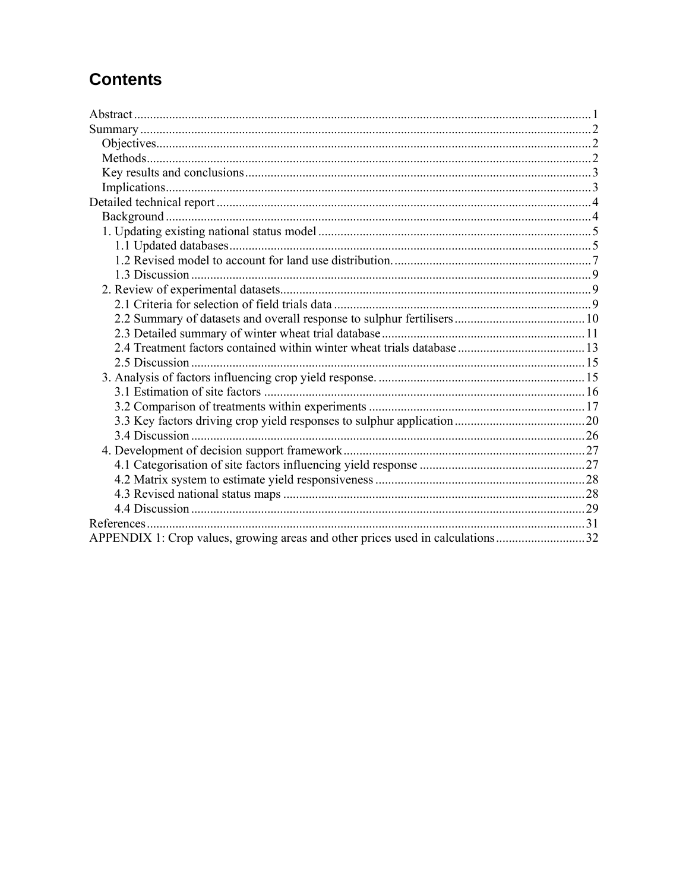# Contents

Abstract ........................................................................................................................................ 1
Summary ....................................................................................................................................... 2
  Objectives.................................................................................................................................. 2
  Methods...................................................................................................................................... 2
  Key results and conclusions ..................................................................................................... 3
  Implications............................................................................................................................... 3
Detailed technical report ............................................................................................................. 4
  Background ............................................................................................................................... 4
  1. Updating existing national status model ............................................................................. 5
    1.1 Updated databases ............................................................................................................ 5
    1.2 Revised model to account for land use distribution. ........................................................ 7
    1.3 Discussion ........................................................................................................................ 9
  2. Review of experimental datasets.......................................................................................... 9
    2.1 Criteria for selection of field trials data ............................................................................ 9
    2.2 Summary of datasets and overall response to sulphur fertilisers ................................... 10
    2.3 Detailed summary of winter wheat trial database ........................................................... 11
    2.4 Treatment factors contained within winter wheat trials database .................................. 13
    2.5 Discussion ...................................................................................................................... 15
  3. Analysis of factors influencing crop yield response. .......................................................... 15
    3.1 Estimation of site factors ............................................................................................... 16
    3.2 Comparison of treatments within experiments .............................................................. 17
    3.3 Key factors driving crop yield responses to sulphur application ................................... 20
    3.4 Discussion ...................................................................................................................... 26
  4. Development of decision support framework ..................................................................... 27
    4.1 Categorisation of site factors influencing yield response .............................................. 27
    4.2 Matrix system to estimate yield responsiveness ............................................................ 28
    4.3 Revised national status maps ......................................................................................... 28
    4.4 Discussion ...................................................................................................................... 29
References ................................................................................................................................... 31
APPENDIX 1: Crop values, growing areas and other prices used in calculations ..................... 32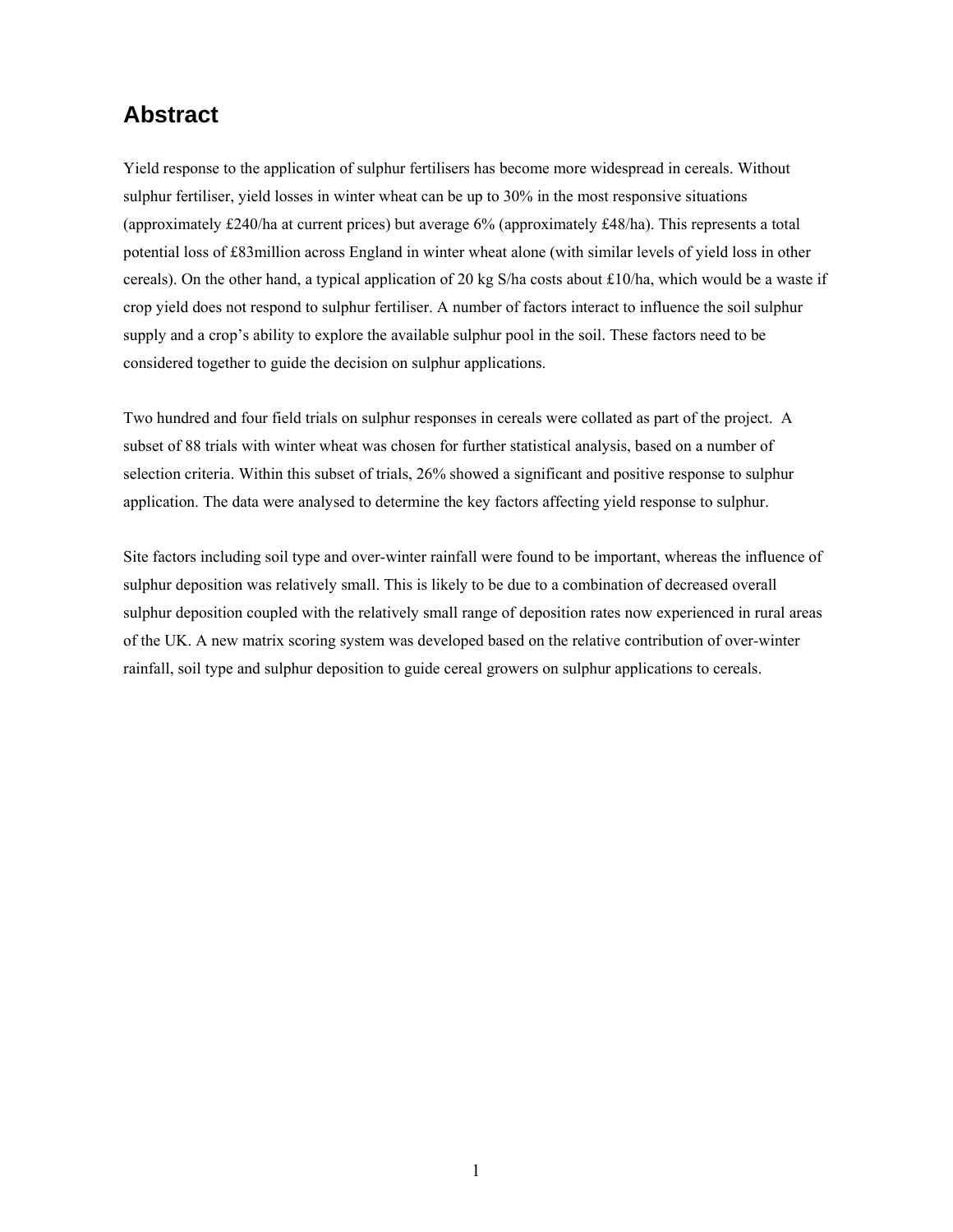# Abstract

Yield response to the application of sulphur fertilisers has become more widespread in cereals. Without sulphur fertiliser, yield losses in winter wheat can be up to 30% in the most responsive situations (approximately £240/ha at current prices) but average 6% (approximately £48/ha). This represents a total potential loss of £83million across England in winter wheat alone (with similar levels of yield loss in other cereals). On the other hand, a typical application of 20 kg S/ha costs about £10/ha, which would be a waste if crop yield does not respond to sulphur fertiliser. A number of factors interact to influence the soil sulphur supply and a crop's ability to explore the available sulphur pool in the soil. These factors need to be considered together to guide the decision on sulphur applications.

Two hundred and four field trials on sulphur responses in cereals were collated as part of the project. A subset of 88 trials with winter wheat was chosen for further statistical analysis, based on a number of selection criteria. Within this subset of trials, 26% showed a significant and positive response to sulphur application. The data were analysed to determine the key factors affecting yield response to sulphur.

Site factors including soil type and over-winter rainfall were found to be important, whereas the influence of sulphur deposition was relatively small. This is likely to be due to a combination of decreased overall sulphur deposition coupled with the relatively small range of deposition rates now experienced in rural areas of the UK. A new matrix scoring system was developed based on the relative contribution of over-winter rainfall, soil type and sulphur deposition to guide cereal growers on sulphur applications to cereals.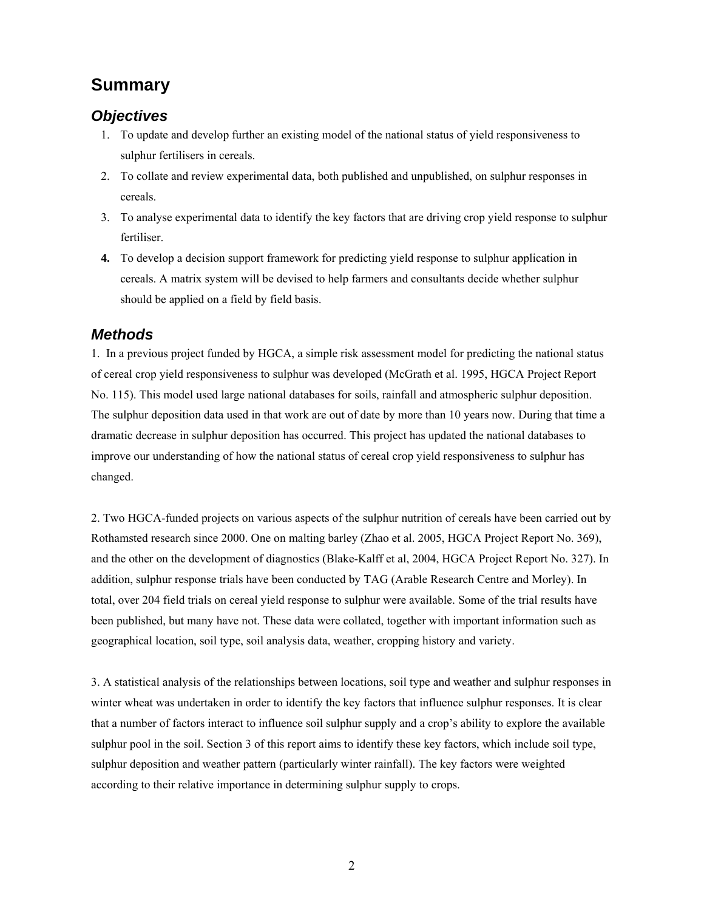# Summary

## *Objectives*

1. To update and develop further an existing model of the national status of yield responsiveness to sulphur fertilisers in cereals.
2. To collate and review experimental data, both published and unpublished, on sulphur responses in cereals.
3. To analyse experimental data to identify the key factors that are driving crop yield response to sulphur fertiliser.
4. To develop a decision support framework for predicting yield response to sulphur application in cereals. A matrix system will be devised to help farmers and consultants decide whether sulphur should be applied on a field by field basis.

## *Methods*

1. In a previous project funded by HGCA, a simple risk assessment model for predicting the national status of cereal crop yield responsiveness to sulphur was developed (McGrath et al. 1995, HGCA Project Report No. 115). This model used large national databases for soils, rainfall and atmospheric sulphur deposition. The sulphur deposition data used in that work are out of date by more than 10 years now. During that time a dramatic decrease in sulphur deposition has occurred. This project has updated the national databases to improve our understanding of how the national status of cereal crop yield responsiveness to sulphur has changed.

2. Two HGCA-funded projects on various aspects of the sulphur nutrition of cereals have been carried out by Rothamsted research since 2000. One on malting barley (Zhao et al. 2005, HGCA Project Report No. 369), and the other on the development of diagnostics (Blake-Kalff et al, 2004, HGCA Project Report No. 327). In addition, sulphur response trials have been conducted by TAG (Arable Research Centre and Morley). In total, over 204 field trials on cereal yield response to sulphur were available. Some of the trial results have been published, but many have not. These data were collated, together with important information such as geographical location, soil type, soil analysis data, weather, cropping history and variety.

3. A statistical analysis of the relationships between locations, soil type and weather and sulphur responses in winter wheat was undertaken in order to identify the key factors that influence sulphur responses. It is clear that a number of factors interact to influence soil sulphur supply and a crop's ability to explore the available sulphur pool in the soil. Section 3 of this report aims to identify these key factors, which include soil type, sulphur deposition and weather pattern (particularly winter rainfall). The key factors were weighted according to their relative importance in determining sulphur supply to crops.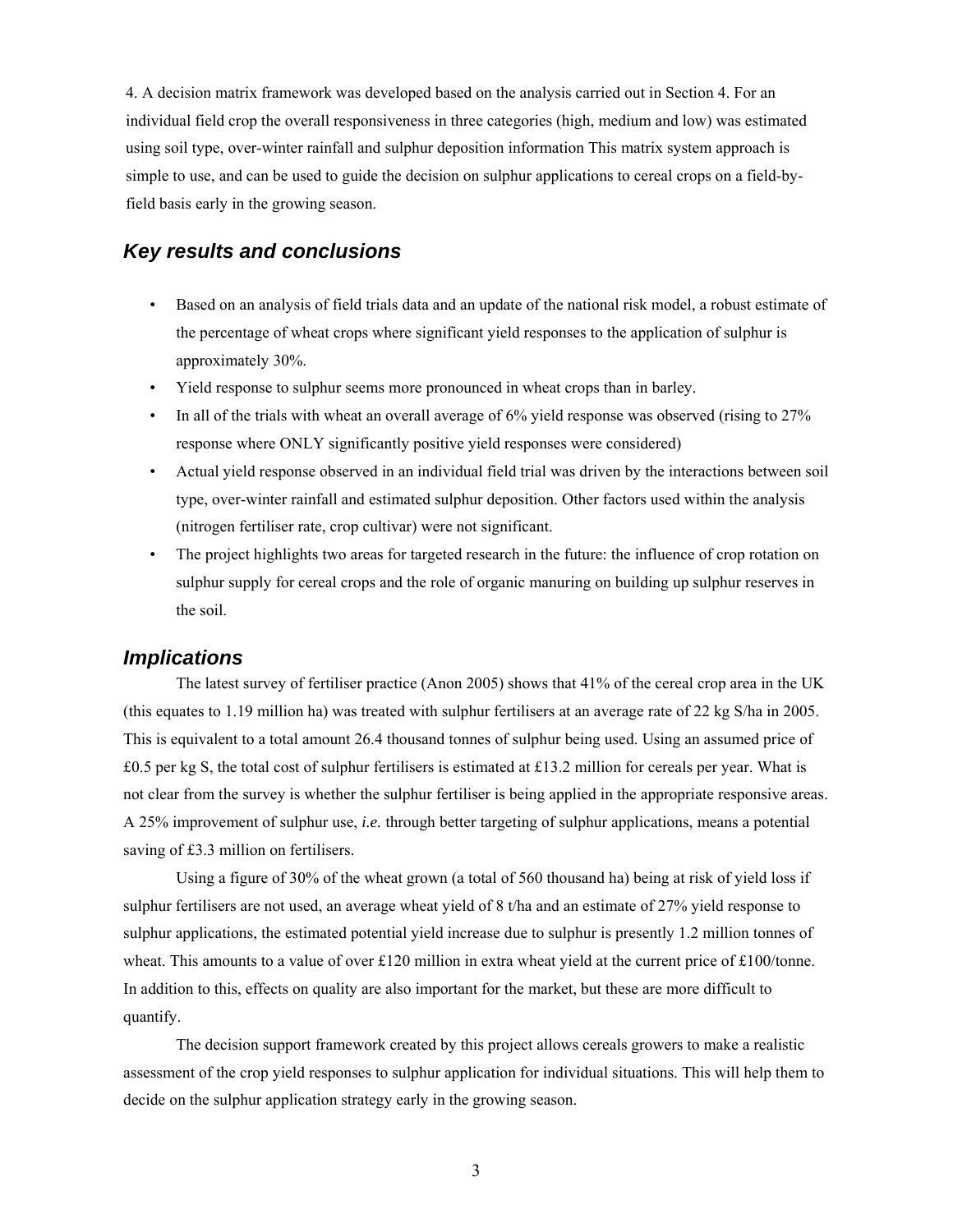4. A decision matrix framework was developed based on the analysis carried out in Section 4. For an individual field crop the overall responsiveness in three categories (high, medium and low) was estimated using soil type, over-winter rainfall and sulphur deposition information This matrix system approach is simple to use, and can be used to guide the decision on sulphur applications to cereal crops on a field-by-field basis early in the growing season.

## *Key results and conclusions*

- Based on an analysis of field trials data and an update of the national risk model, a robust estimate of the percentage of wheat crops where significant yield responses to the application of sulphur is approximately 30%.
- Yield response to sulphur seems more pronounced in wheat crops than in barley.
- In all of the trials with wheat an overall average of 6% yield response was observed (rising to 27% response where ONLY significantly positive yield responses were considered)
- Actual yield response observed in an individual field trial was driven by the interactions between soil type, over-winter rainfall and estimated sulphur deposition. Other factors used within the analysis (nitrogen fertiliser rate, crop cultivar) were not significant.
- The project highlights two areas for targeted research in the future: the influence of crop rotation on sulphur supply for cereal crops and the role of organic manuring on building up sulphur reserves in the soil.

## *Implications*

The latest survey of fertiliser practice (Anon 2005) shows that 41% of the cereal crop area in the UK (this equates to 1.19 million ha) was treated with sulphur fertilisers at an average rate of 22 kg S/ha in 2005. This is equivalent to a total amount 26.4 thousand tonnes of sulphur being used. Using an assumed price of £0.5 per kg S, the total cost of sulphur fertilisers is estimated at £13.2 million for cereals per year. What is not clear from the survey is whether the sulphur fertiliser is being applied in the appropriate responsive areas. A 25% improvement of sulphur use, *i.e.* through better targeting of sulphur applications, means a potential saving of £3.3 million on fertilisers.

Using a figure of 30% of the wheat grown (a total of 560 thousand ha) being at risk of yield loss if sulphur fertilisers are not used, an average wheat yield of 8 t/ha and an estimate of 27% yield response to sulphur applications, the estimated potential yield increase due to sulphur is presently 1.2 million tonnes of wheat. This amounts to a value of over £120 million in extra wheat yield at the current price of £100/tonne. In addition to this, effects on quality are also important for the market, but these are more difficult to quantify.

The decision support framework created by this project allows cereals growers to make a realistic assessment of the crop yield responses to sulphur application for individual situations. This will help them to decide on the sulphur application strategy early in the growing season.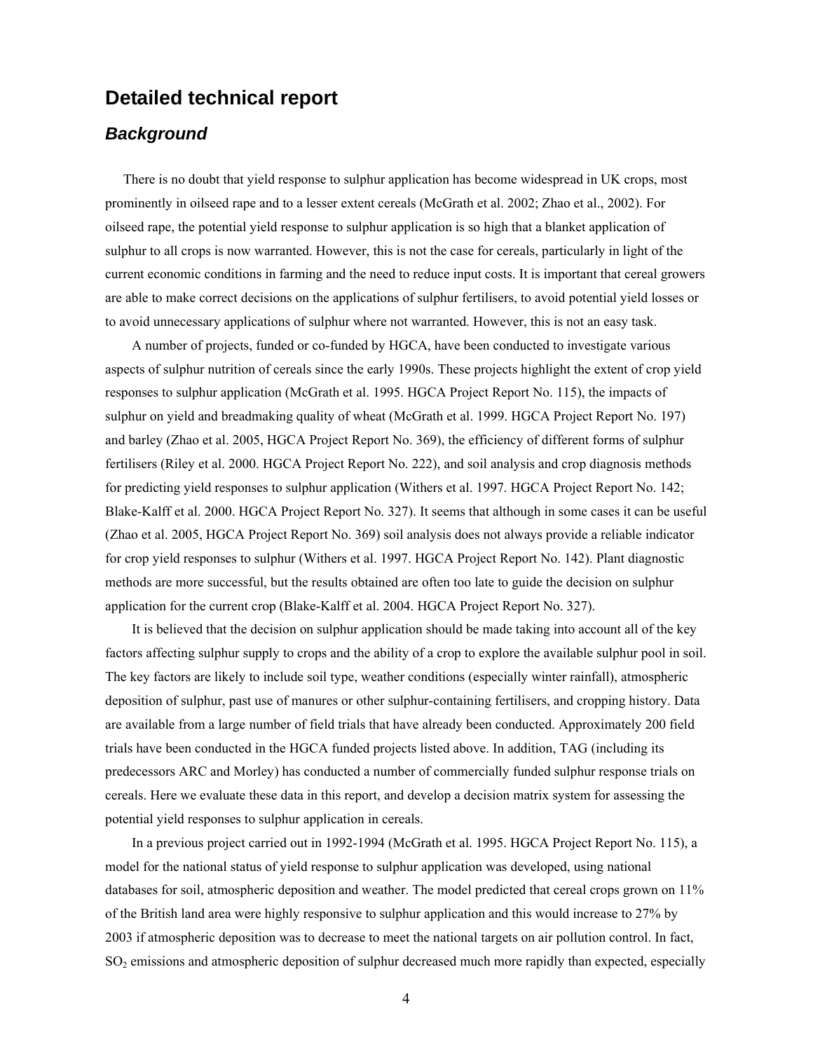## Detailed technical report

### *Background*

There is no doubt that yield response to sulphur application has become widespread in UK crops, most prominently in oilseed rape and to a lesser extent cereals (McGrath et al. 2002; Zhao et al., 2002). For oilseed rape, the potential yield response to sulphur application is so high that a blanket application of sulphur to all crops is now warranted. However, this is not the case for cereals, particularly in light of the current economic conditions in farming and the need to reduce input costs. It is important that cereal growers are able to make correct decisions on the applications of sulphur fertilisers, to avoid potential yield losses or to avoid unnecessary applications of sulphur where not warranted. However, this is not an easy task.

A number of projects, funded or co-funded by HGCA, have been conducted to investigate various aspects of sulphur nutrition of cereals since the early 1990s. These projects highlight the extent of crop yield responses to sulphur application (McGrath et al. 1995. HGCA Project Report No. 115), the impacts of sulphur on yield and breadmaking quality of wheat (McGrath et al. 1999. HGCA Project Report No. 197) and barley (Zhao et al. 2005, HGCA Project Report No. 369), the efficiency of different forms of sulphur fertilisers (Riley et al. 2000. HGCA Project Report No. 222), and soil analysis and crop diagnosis methods for predicting yield responses to sulphur application (Withers et al. 1997. HGCA Project Report No. 142; Blake-Kalff et al. 2000. HGCA Project Report No. 327). It seems that although in some cases it can be useful (Zhao et al. 2005, HGCA Project Report No. 369) soil analysis does not always provide a reliable indicator for crop yield responses to sulphur (Withers et al. 1997. HGCA Project Report No. 142). Plant diagnostic methods are more successful, but the results obtained are often too late to guide the decision on sulphur application for the current crop (Blake-Kalff et al. 2004. HGCA Project Report No. 327).

It is believed that the decision on sulphur application should be made taking into account all of the key factors affecting sulphur supply to crops and the ability of a crop to explore the available sulphur pool in soil. The key factors are likely to include soil type, weather conditions (especially winter rainfall), atmospheric deposition of sulphur, past use of manures or other sulphur-containing fertilisers, and cropping history. Data are available from a large number of field trials that have already been conducted. Approximately 200 field trials have been conducted in the HGCA funded projects listed above. In addition, TAG (including its predecessors ARC and Morley) has conducted a number of commercially funded sulphur response trials on cereals. Here we evaluate these data in this report, and develop a decision matrix system for assessing the potential yield responses to sulphur application in cereals.

In a previous project carried out in 1992-1994 (McGrath et al. 1995. HGCA Project Report No. 115), a model for the national status of yield response to sulphur application was developed, using national databases for soil, atmospheric deposition and weather. The model predicted that cereal crops grown on 11% of the British land area were highly responsive to sulphur application and this would increase to 27% by 2003 if atmospheric deposition was to decrease to meet the national targets on air pollution control. In fact, $SO_2$ emissions and atmospheric deposition of sulphur decreased much more rapidly than expected, especially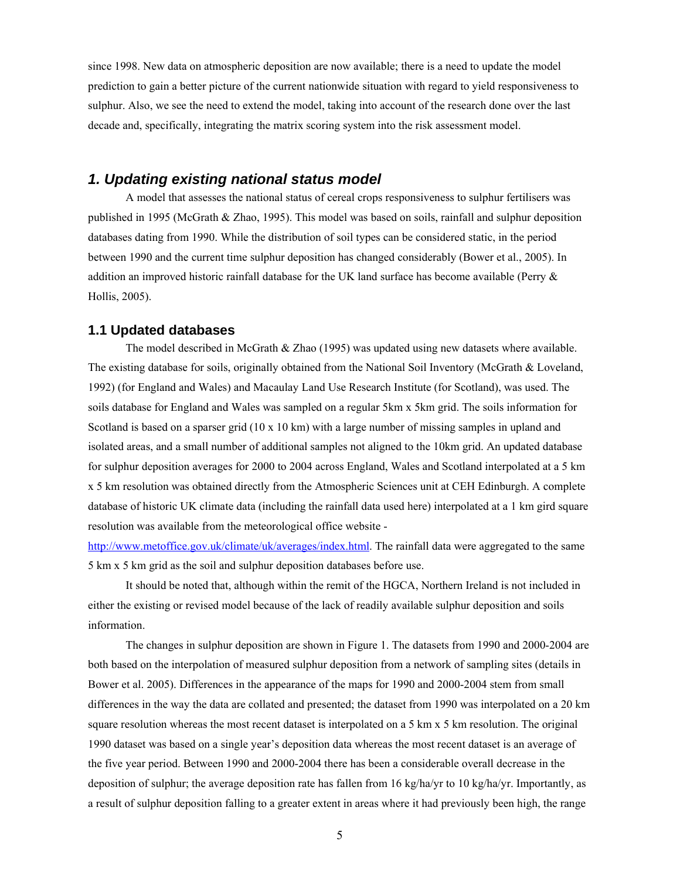since 1998. New data on atmospheric deposition are now available; there is a need to update the model prediction to gain a better picture of the current nationwide situation with regard to yield responsiveness to sulphur. Also, we see the need to extend the model, taking into account of the research done over the last decade and, specifically, integrating the matrix scoring system into the risk assessment model.

## *1. Updating existing national status model*

A model that assesses the national status of cereal crops responsiveness to sulphur fertilisers was published in 1995 (McGrath & Zhao, 1995). This model was based on soils, rainfall and sulphur deposition databases dating from 1990. While the distribution of soil types can be considered static, in the period between 1990 and the current time sulphur deposition has changed considerably (Bower et al., 2005). In addition an improved historic rainfall database for the UK land surface has become available (Perry & Hollis, 2005).

### 1.1 Updated databases

The model described in McGrath & Zhao (1995) was updated using new datasets where available. The existing database for soils, originally obtained from the National Soil Inventory (McGrath & Loveland, 1992) (for England and Wales) and Macaulay Land Use Research Institute (for Scotland), was used. The soils database for England and Wales was sampled on a regular 5km x 5km grid. The soils information for Scotland is based on a sparser grid (10 x 10 km) with a large number of missing samples in upland and isolated areas, and a small number of additional samples not aligned to the 10km grid. An updated database for sulphur deposition averages for 2000 to 2004 across England, Wales and Scotland interpolated at a 5 km x 5 km resolution was obtained directly from the Atmospheric Sciences unit at CEH Edinburgh. A complete database of historic UK climate data (including the rainfall data used here) interpolated at a 1 km gird square resolution was available from the meteorological office website - http://www.metoffice.gov.uk/climate/uk/averages/index.html. The rainfall data were aggregated to the same 5 km x 5 km grid as the soil and sulphur deposition databases before use.

It should be noted that, although within the remit of the HGCA, Northern Ireland is not included in either the existing or revised model because of the lack of readily available sulphur deposition and soils information.

The changes in sulphur deposition are shown in Figure 1. The datasets from 1990 and 2000-2004 are both based on the interpolation of measured sulphur deposition from a network of sampling sites (details in Bower et al. 2005). Differences in the appearance of the maps for 1990 and 2000-2004 stem from small differences in the way the data are collated and presented; the dataset from 1990 was interpolated on a 20 km square resolution whereas the most recent dataset is interpolated on a 5 km x 5 km resolution. The original 1990 dataset was based on a single year's deposition data whereas the most recent dataset is an average of the five year period. Between 1990 and 2000-2004 there has been a considerable overall decrease in the deposition of sulphur; the average deposition rate has fallen from 16 kg/ha/yr to 10 kg/ha/yr. Importantly, as a result of sulphur deposition falling to a greater extent in areas where it had previously been high, the range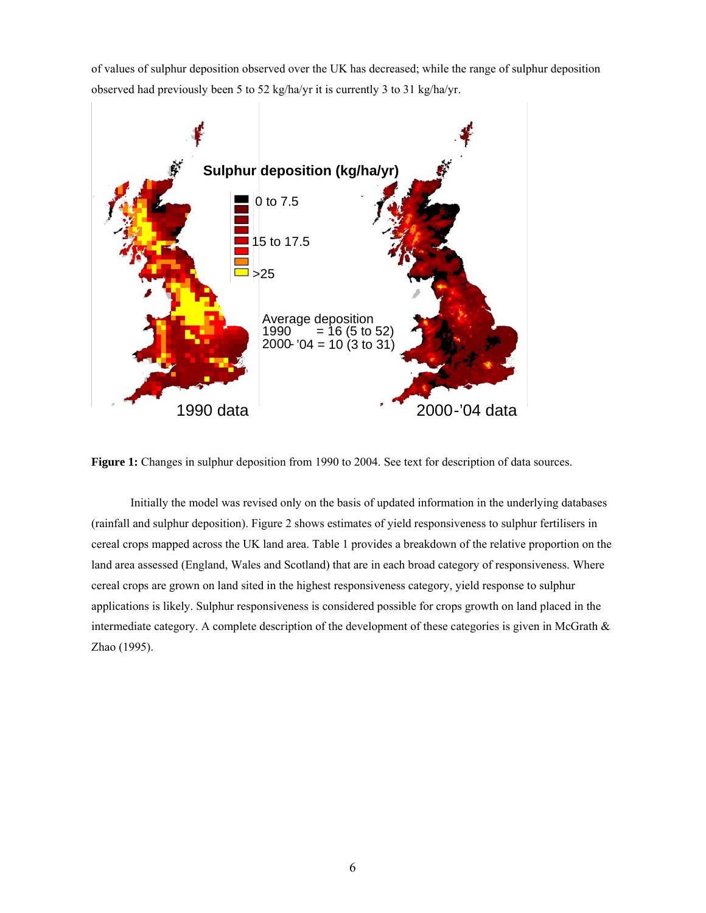of values of sulphur deposition observed over the UK has decreased; while the range of sulphur deposition observed had previously been 5 to 52 kg/ha/yr it is currently 3 to 31 kg/ha/yr.

**Figure 1:** Changes in sulphur deposition from 1990 to 2004. See text for description of data sources.

Initially the model was revised only on the basis of updated information in the underlying databases (rainfall and sulphur deposition). Figure 2 shows estimates of yield responsiveness to sulphur fertilisers in cereal crops mapped across the UK land area. Table 1 provides a breakdown of the relative proportion on the land area assessed (England, Wales and Scotland) that are in each broad category of responsiveness. Where cereal crops are grown on land sited in the highest responsiveness category, yield response to sulphur applications is likely. Sulphur responsiveness is considered possible for crops growth on land placed in the intermediate category. A complete description of the development of these categories is given in McGrath & Zhao (1995).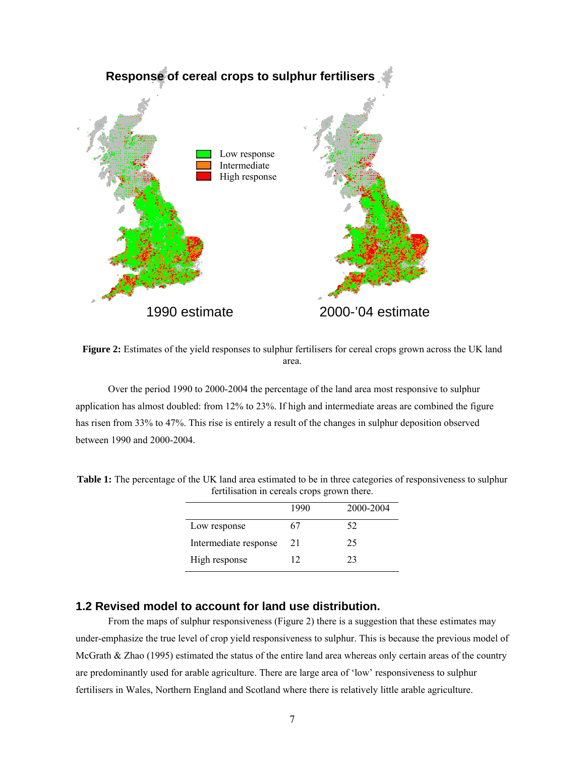Figure 2: Estimates of the yield responses to sulphur fertilisers for cereal crops grown across the UK land area.

Over the period 1990 to 2000-2004 the percentage of the land area most responsive to sulphur application has almost doubled: from 12% to 23%. If high and intermediate areas are combined the figure has risen from 33% to 47%. This rise is entirely a result of the changes in sulphur deposition observed between 1990 and 2000-2004.

**Table 1:** The percentage of the UK land area estimated to be in three categories of responsiveness to sulphur fertilisation in cereals crops grown there.

| | 1990 | 2000-2004 |
|---|---|---|
| Low response | 67 | 52 |
| Intermediate response | 21 | 25 |
| High response | 12 | 23 |

## 1.2 Revised model to account for land use distribution.

From the maps of sulphur responsiveness (Figure 2) there is a suggestion that these estimates may under-emphasize the true level of crop yield responsiveness to sulphur. This is because the previous model of McGrath & Zhao (1995) estimated the status of the entire land area whereas only certain areas of the country are predominantly used for arable agriculture. There are large area of 'low' responsiveness to sulphur fertilisers in Wales, Northern England and Scotland where there is relatively little arable agriculture.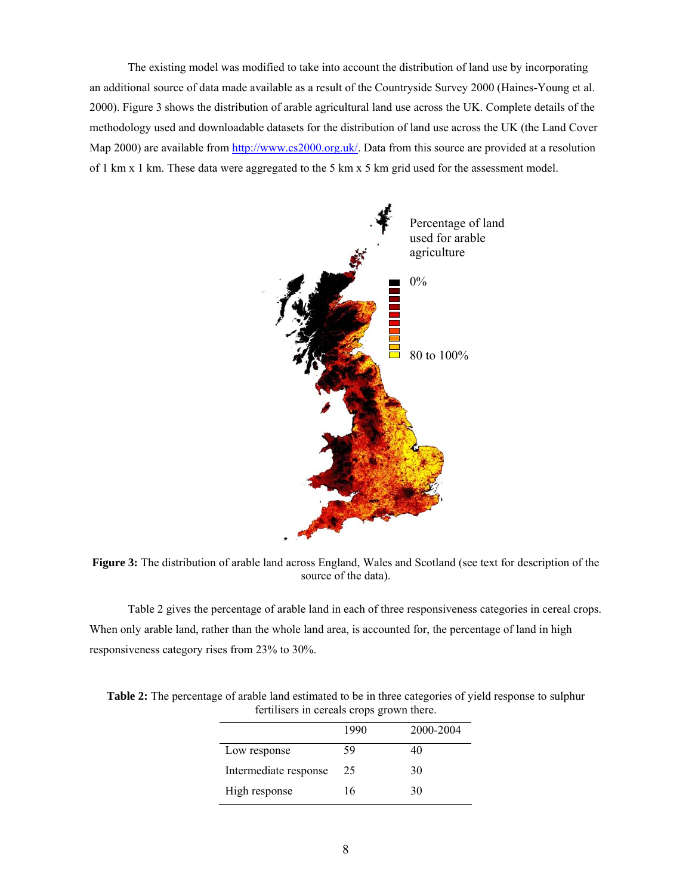The existing model was modified to take into account the distribution of land use by incorporating an additional source of data made available as a result of the Countryside Survey 2000 (Haines-Young et al. 2000). Figure 3 shows the distribution of arable agricultural land use across the UK. Complete details of the methodology used and downloadable datasets for the distribution of land use across the UK (the Land Cover Map 2000) are available from http://www.cs2000.org.uk/. Data from this source are provided at a resolution of 1 km x 1 km. These data were aggregated to the 5 km x 5 km grid used for the assessment model.

**Figure 3:** The distribution of arable land across England, Wales and Scotland (see text for description of the source of the data).

Table 2 gives the percentage of arable land in each of three responsiveness categories in cereal crops. When only arable land, rather than the whole land area, is accounted for, the percentage of land in high responsiveness category rises from 23% to 30%.

**Table 2:** The percentage of arable land estimated to be in three categories of yield response to sulphur fertilisers in cereals crops grown there.

| | 1990 | 2000-2004 |
|---|---|---|
| Low response | 59 | 40 |
| Intermediate response | 25 | 30 |
| High response | 16 | 30 |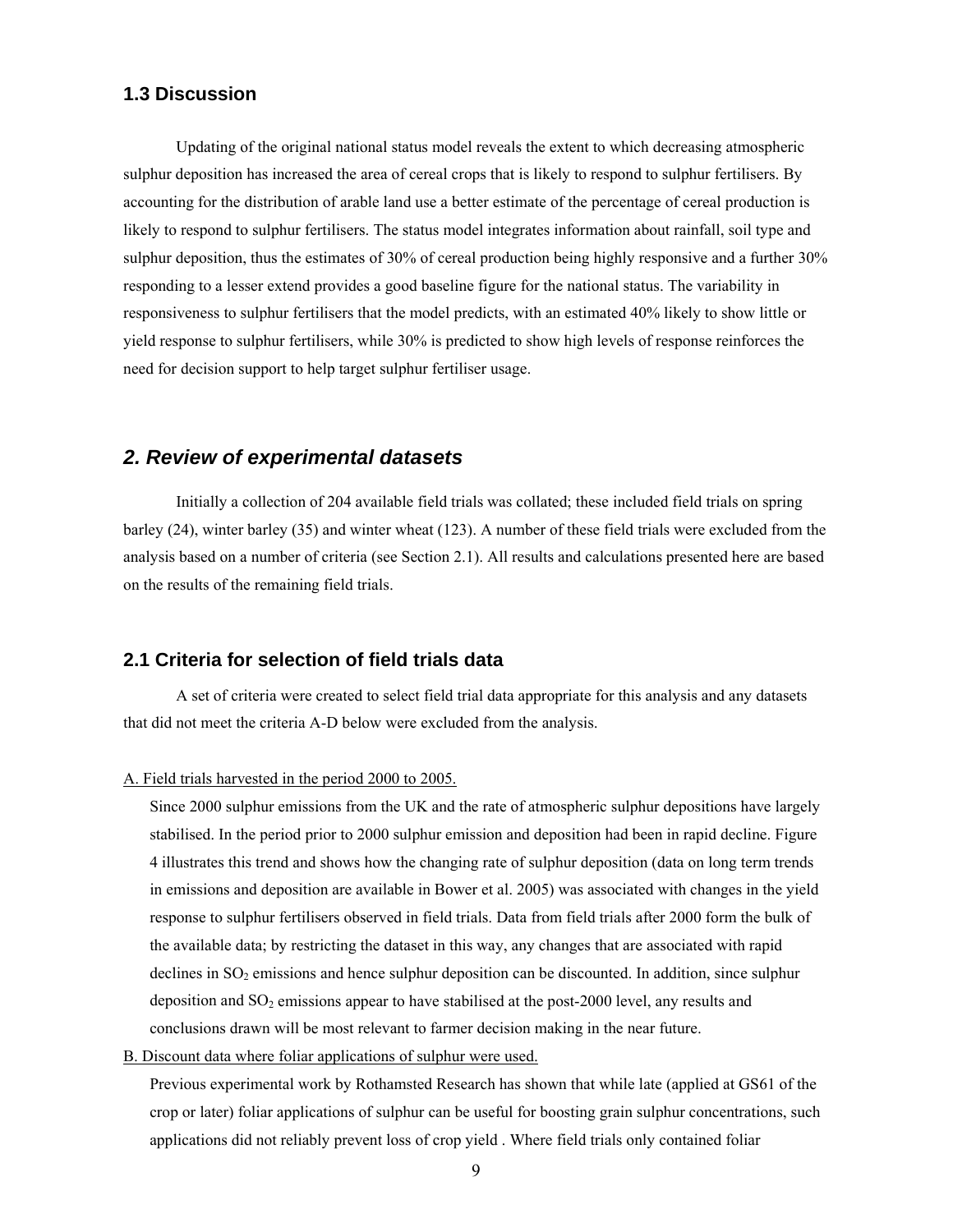## 1.3 Discussion

Updating of the original national status model reveals the extent to which decreasing atmospheric sulphur deposition has increased the area of cereal crops that is likely to respond to sulphur fertilisers. By accounting for the distribution of arable land use a better estimate of the percentage of cereal production is likely to respond to sulphur fertilisers. The status model integrates information about rainfall, soil type and sulphur deposition, thus the estimates of 30% of cereal production being highly responsive and a further 30% responding to a lesser extend provides a good baseline figure for the national status. The variability in responsiveness to sulphur fertilisers that the model predicts, with an estimated 40% likely to show little or yield response to sulphur fertilisers, while 30% is predicted to show high levels of response reinforces the need for decision support to help target sulphur fertiliser usage.

# *2. Review of experimental datasets*

Initially a collection of 204 available field trials was collated; these included field trials on spring barley (24), winter barley (35) and winter wheat (123). A number of these field trials were excluded from the analysis based on a number of criteria (see Section 2.1). All results and calculations presented here are based on the results of the remaining field trials.

## 2.1 Criteria for selection of field trials data

A set of criteria were created to select field trial data appropriate for this analysis and any datasets that did not meet the criteria A-D below were excluded from the analysis.

A. Field trials harvested in the period 2000 to 2005.

Since 2000 sulphur emissions from the UK and the rate of atmospheric sulphur depositions have largely stabilised. In the period prior to 2000 sulphur emission and deposition had been in rapid decline. Figure 4 illustrates this trend and shows how the changing rate of sulphur deposition (data on long term trends in emissions and deposition are available in Bower et al. 2005) was associated with changes in the yield response to sulphur fertilisers observed in field trials. Data from field trials after 2000 form the bulk of the available data; by restricting the dataset in this way, any changes that are associated with rapid declines in $SO_2$ emissions and hence sulphur deposition can be discounted. In addition, since sulphur deposition and $SO_2$ emissions appear to have stabilised at the post-2000 level, any results and conclusions drawn will be most relevant to farmer decision making in the near future.

B. Discount data where foliar applications of sulphur were used.

Previous experimental work by Rothamsted Research has shown that while late (applied at GS61 of the crop or later) foliar applications of sulphur can be useful for boosting grain sulphur concentrations, such applications did not reliably prevent loss of crop yield . Where field trials only contained foliar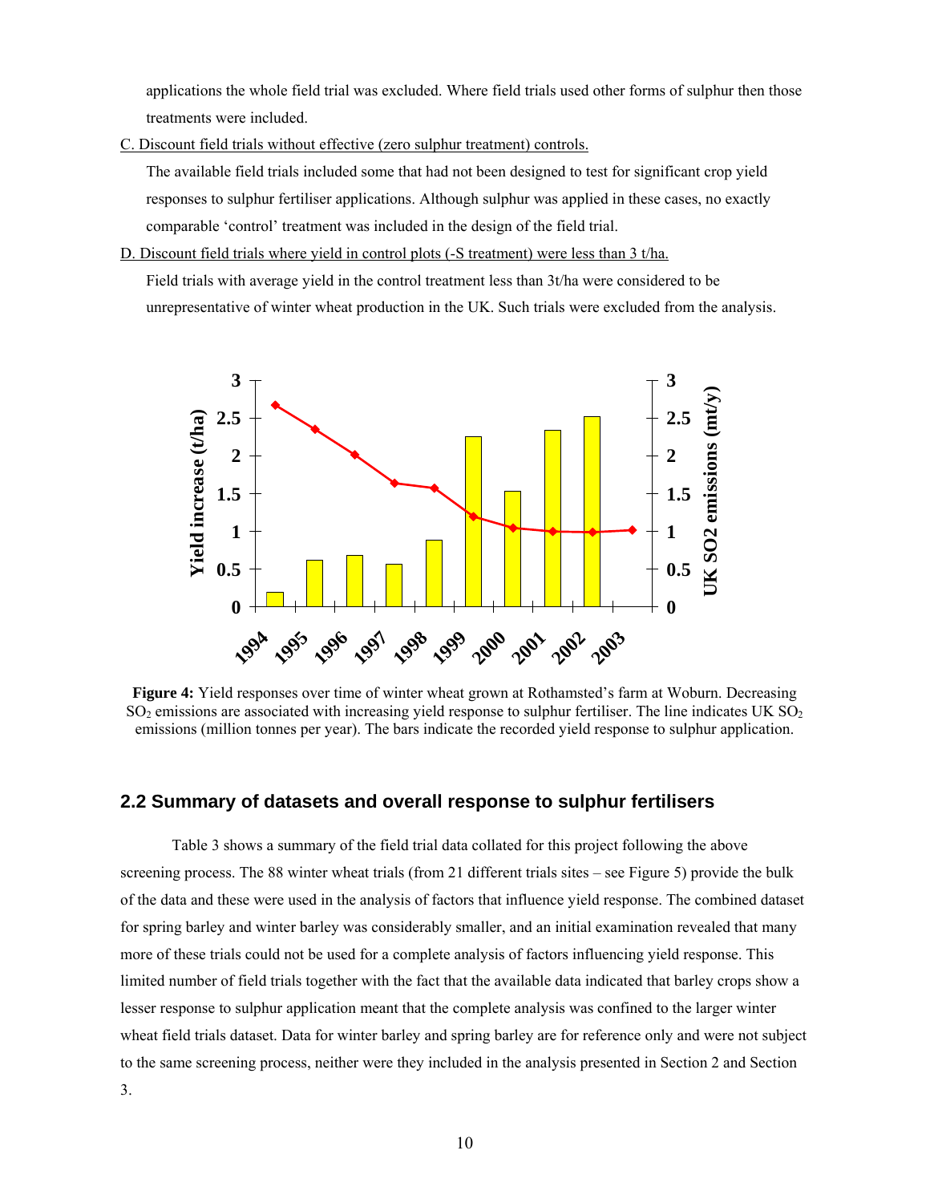applications the whole field trial was excluded. Where field trials used other forms of sulphur then those treatments were included.

C. Discount field trials without effective (zero sulphur treatment) controls.

The available field trials included some that had not been designed to test for significant crop yield responses to sulphur fertiliser applications. Although sulphur was applied in these cases, no exactly comparable 'control' treatment was included in the design of the field trial.

D. Discount field trials where yield in control plots (-S treatment) were less than 3 t/ha.

Field trials with average yield in the control treatment less than 3t/ha were considered to be unrepresentative of winter wheat production in the UK. Such trials were excluded from the analysis.

**Figure 4:** Yield responses over time of winter wheat grown at Rothamsted's farm at Woburn. Decreasing $SO_2$ emissions are associated with increasing yield response to sulphur fertiliser. The line indicates UK $SO_2$ emissions (million tonnes per year). The bars indicate the recorded yield response to sulphur application.

## 2.2 Summary of datasets and overall response to sulphur fertilisers

Table 3 shows a summary of the field trial data collated for this project following the above screening process. The 88 winter wheat trials (from 21 different trials sites – see Figure 5) provide the bulk of the data and these were used in the analysis of factors that influence yield response. The combined dataset for spring barley and winter barley was considerably smaller, and an initial examination revealed that many more of these trials could not be used for a complete analysis of factors influencing yield response. This limited number of field trials together with the fact that the available data indicated that barley crops show a lesser response to sulphur application meant that the complete analysis was confined to the larger winter wheat field trials dataset. Data for winter barley and spring barley are for reference only and were not subject to the same screening process, neither were they included in the analysis presented in Section 2 and Section 3.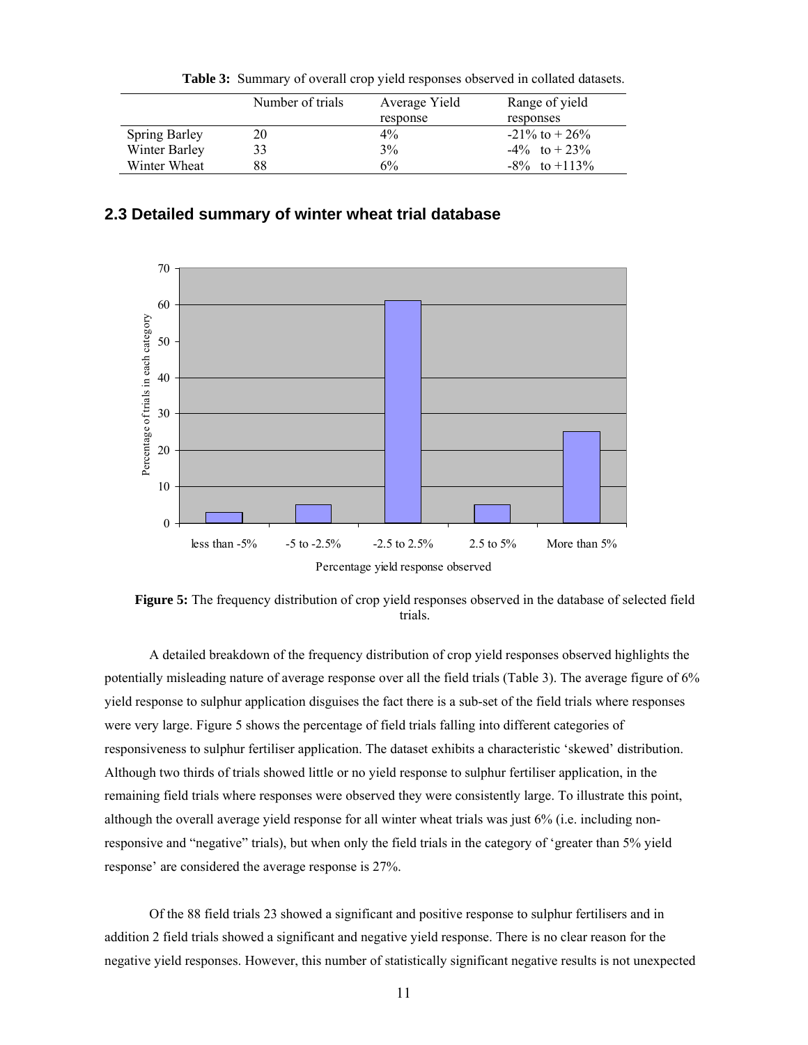**Table 3:** Summary of overall crop yield responses observed in collated datasets.

| | Number of trials | Average Yield response | Range of yield responses |
|---|---|---|---|
| Spring Barley | 20 | 4% | -21% to + 26% |
| Winter Barley | 33 | 3% | -4% to + 23% |
| Winter Wheat | 88 | 6% | -8% to +113% |

## 2.3 Detailed summary of winter wheat trial database

**Figure 5:** The frequency distribution of crop yield responses observed in the database of selected field trials.

A detailed breakdown of the frequency distribution of crop yield responses observed highlights the potentially misleading nature of average response over all the field trials (Table 3). The average figure of 6% yield response to sulphur application disguises the fact there is a sub-set of the field trials where responses were very large. Figure 5 shows the percentage of field trials falling into different categories of responsiveness to sulphur fertiliser application. The dataset exhibits a characteristic 'skewed' distribution. Although two thirds of trials showed little or no yield response to sulphur fertiliser application, in the remaining field trials where responses were observed they were consistently large. To illustrate this point, although the overall average yield response for all winter wheat trials was just 6% (i.e. including non-responsive and "negative" trials), but when only the field trials in the category of 'greater than 5% yield response' are considered the average response is 27%.

Of the 88 field trials 23 showed a significant and positive response to sulphur fertilisers and in addition 2 field trials showed a significant and negative yield response. There is no clear reason for the negative yield responses. However, this number of statistically significant negative results is not unexpected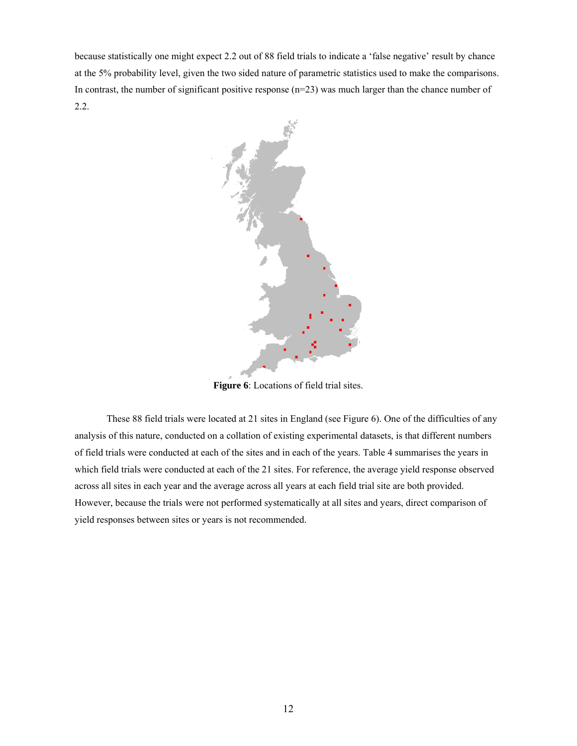because statistically one might expect 2.2 out of 88 field trials to indicate a 'false negative' result by chance at the 5% probability level, given the two sided nature of parametric statistics used to make the comparisons. In contrast, the number of significant positive response (n=23) was much larger than the chance number of 2.2.

**Figure 6**: Locations of field trial sites.

These 88 field trials were located at 21 sites in England (see Figure 6). One of the difficulties of any analysis of this nature, conducted on a collation of existing experimental datasets, is that different numbers of field trials were conducted at each of the sites and in each of the years. Table 4 summarises the years in which field trials were conducted at each of the 21 sites. For reference, the average yield response observed across all sites in each year and the average across all years at each field trial site are both provided. However, because the trials were not performed systematically at all sites and years, direct comparison of yield responses between sites or years is not recommended.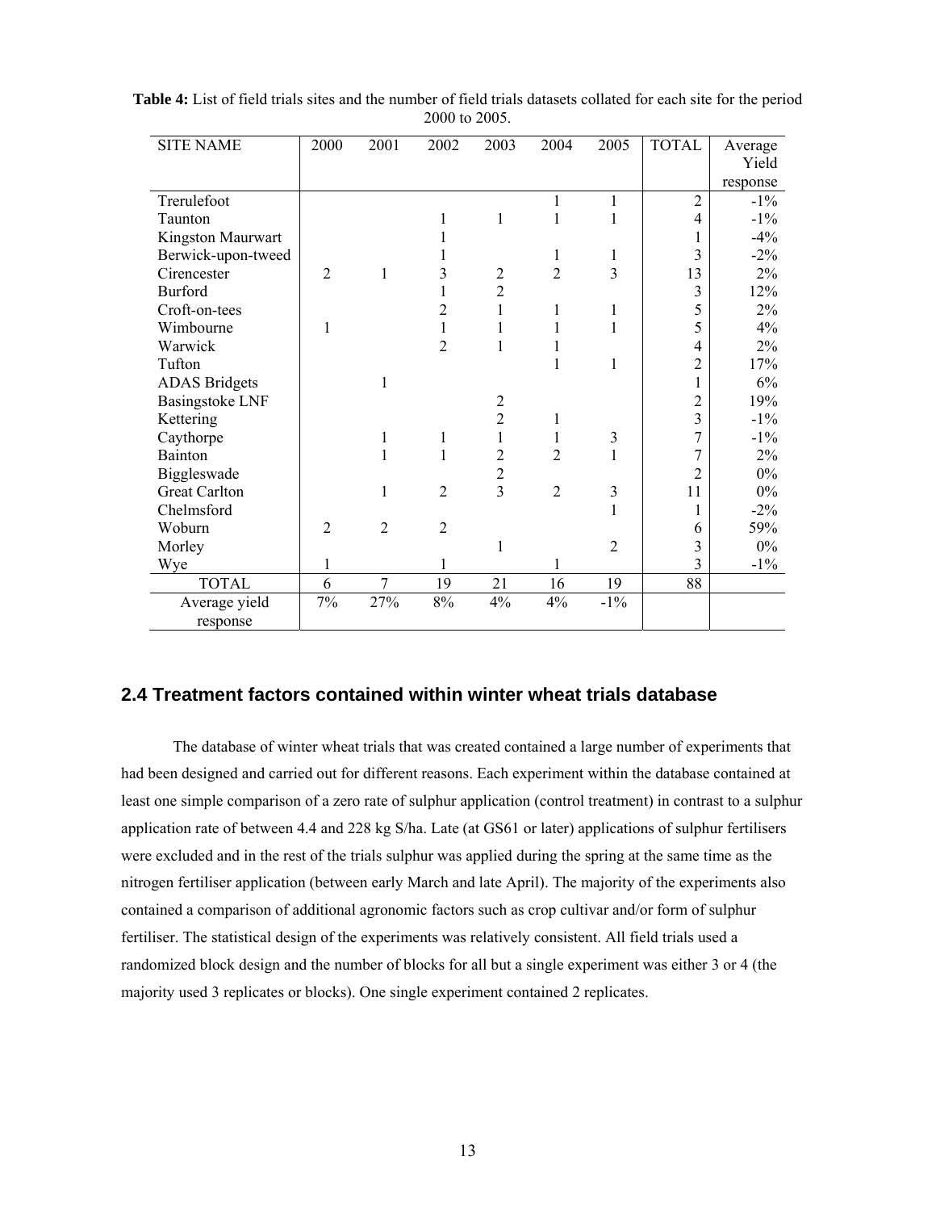**Table 4:** List of field trials sites and the number of field trials datasets collated for each site for the period 2000 to 2005.

| SITE NAME | 2000 | 2001 | 2002 | 2003 | 2004 | 2005 | TOTAL | Average Yield response |
|---|---|---|---|---|---|---|---|---|
| Trerulefoot | | | | | 1 | 1 | 2 | -1% |
| Taunton | | | 1 | 1 | 1 | 1 | 4 | -1% |
| Kingston Maurwart | | | 1 | | | | 1 | -4% |
| Berwick-upon-tweed | | | 1 | | 1 | 1 | 3 | -2% |
| Cirencester | 2 | 1 | 3 | 2 | 2 | 3 | 13 | 2% |
| Burford | | | 1 | 2 | | | 3 | 12% |
| Croft-on-tees | | | 2 | 1 | 1 | 1 | 5 | 2% |
| Wimbourne | 1 | | 1 | 1 | 1 | 1 | 5 | 4% |
| Warwick | | | 2 | 1 | 1 | | 4 | 2% |
| Tufton | | | | | 1 | 1 | 2 | 17% |
| ADAS Bridgets | | 1 | | | | | 1 | 6% |
| Basingstoke LNF | | | | 2 | | | 2 | 19% |
| Kettering | | | | 2 | 1 | | 3 | -1% |
| Caythorpe | | 1 | 1 | 1 | 1 | 3 | 7 | -1% |
| Bainton | | 1 | 1 | 2 | 2 | 1 | 7 | 2% |
| Biggleswade | | | | 2 | | | 2 | 0% |
| Great Carlton | | 1 | 2 | 3 | 2 | 3 | 11 | 0% |
| Chelmsford | | | | | | 1 | 1 | -2% |
| Woburn | 2 | 2 | 2 | | | | 6 | 59% |
| Morley | | | | 1 | | 2 | 3 | 0% |
| Wye | 1 | | 1 | | 1 | | 3 | -1% |
| TOTAL | 6 | 7 | 19 | 21 | 16 | 19 | 88 | |
| Average yield response | 7% | 27% | 8% | 4% | 4% | -1% | | |

## 2.4 Treatment factors contained within winter wheat trials database

The database of winter wheat trials that was created contained a large number of experiments that had been designed and carried out for different reasons. Each experiment within the database contained at least one simple comparison of a zero rate of sulphur application (control treatment) in contrast to a sulphur application rate of between 4.4 and 228 kg S/ha. Late (at GS61 or later) applications of sulphur fertilisers were excluded and in the rest of the trials sulphur was applied during the spring at the same time as the nitrogen fertiliser application (between early March and late April). The majority of the experiments also contained a comparison of additional agronomic factors such as crop cultivar and/or form of sulphur fertiliser. The statistical design of the experiments was relatively consistent. All field trials used a randomized block design and the number of blocks for all but a single experiment was either 3 or 4 (the majority used 3 replicates or blocks). One single experiment contained 2 replicates.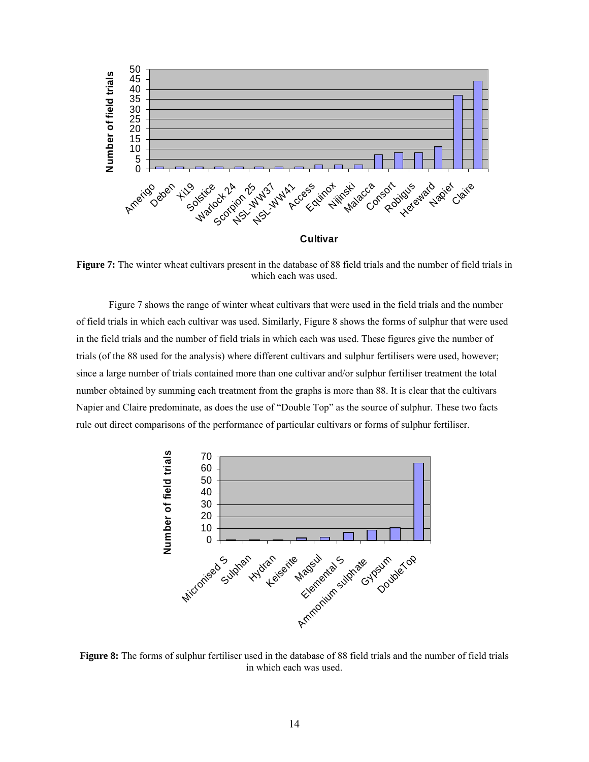Figure 7: The winter wheat cultivars present in the database of 88 field trials and the number of field trials in which each was used.

Figure 7 shows the range of winter wheat cultivars that were used in the field trials and the number of field trials in which each cultivar was used. Similarly, Figure 8 shows the forms of sulphur that were used in the field trials and the number of field trials in which each was used. These figures give the number of trials (of the 88 used for the analysis) where different cultivars and sulphur fertilisers were used, however; since a large number of trials contained more than one cultivar and/or sulphur fertiliser treatment the total number obtained by summing each treatment from the graphs is more than 88. It is clear that the cultivars Napier and Claire predominate, as does the use of "Double Top" as the source of sulphur. These two facts rule out direct comparisons of the performance of particular cultivars or forms of sulphur fertiliser.

Figure 8: The forms of sulphur fertiliser used in the database of 88 field trials and the number of field trials in which each was used.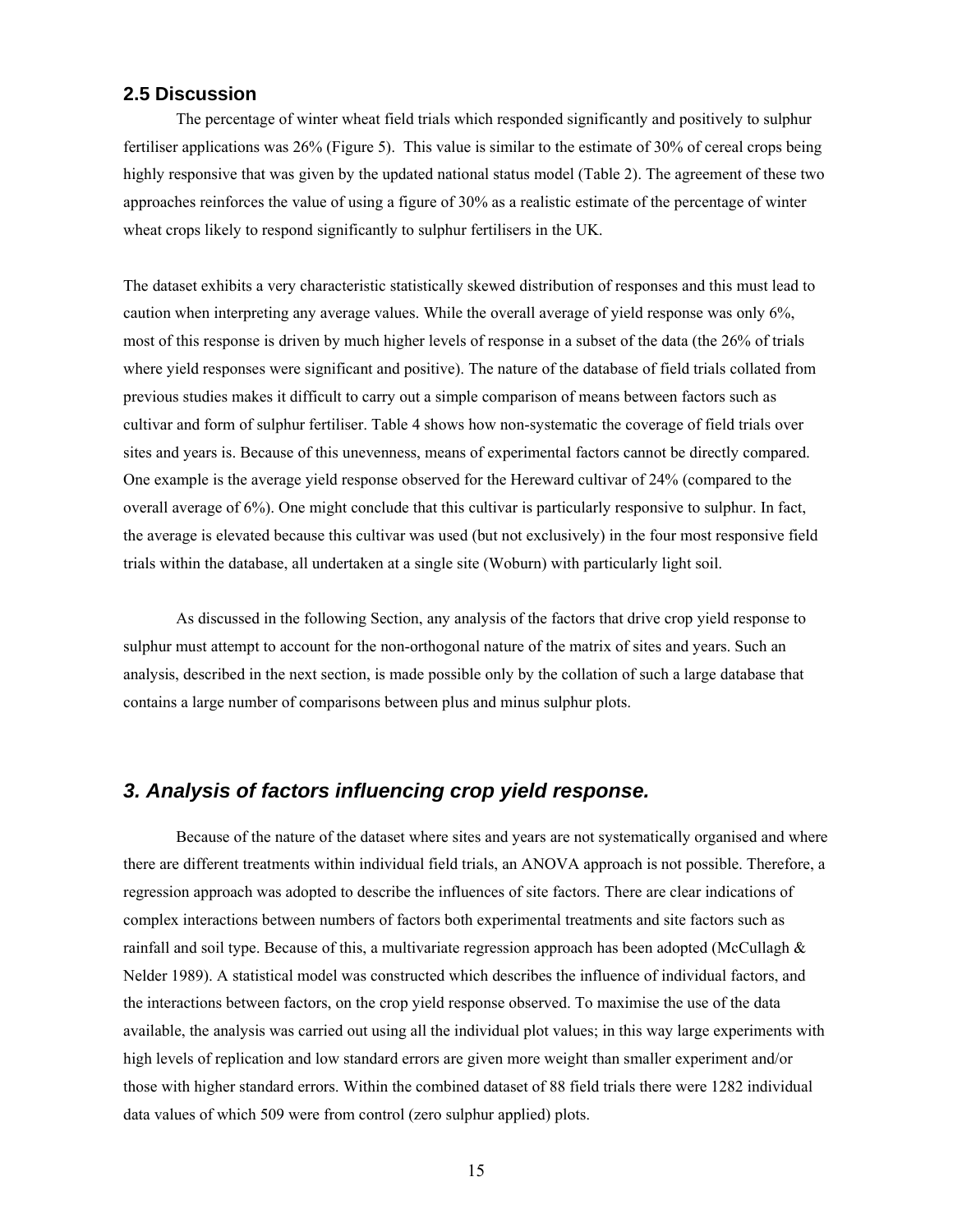## 2.5 Discussion

The percentage of winter wheat field trials which responded significantly and positively to sulphur fertiliser applications was 26% (Figure 5). This value is similar to the estimate of 30% of cereal crops being highly responsive that was given by the updated national status model (Table 2). The agreement of these two approaches reinforces the value of using a figure of 30% as a realistic estimate of the percentage of winter wheat crops likely to respond significantly to sulphur fertilisers in the UK.

The dataset exhibits a very characteristic statistically skewed distribution of responses and this must lead to caution when interpreting any average values. While the overall average of yield response was only 6%, most of this response is driven by much higher levels of response in a subset of the data (the 26% of trials where yield responses were significant and positive). The nature of the database of field trials collated from previous studies makes it difficult to carry out a simple comparison of means between factors such as cultivar and form of sulphur fertiliser. Table 4 shows how non-systematic the coverage of field trials over sites and years is. Because of this unevenness, means of experimental factors cannot be directly compared. One example is the average yield response observed for the Hereward cultivar of 24% (compared to the overall average of 6%). One might conclude that this cultivar is particularly responsive to sulphur. In fact, the average is elevated because this cultivar was used (but not exclusively) in the four most responsive field trials within the database, all undertaken at a single site (Woburn) with particularly light soil.

As discussed in the following Section, any analysis of the factors that drive crop yield response to sulphur must attempt to account for the non-orthogonal nature of the matrix of sites and years. Such an analysis, described in the next section, is made possible only by the collation of such a large database that contains a large number of comparisons between plus and minus sulphur plots.

# *3. Analysis of factors influencing crop yield response.*

Because of the nature of the dataset where sites and years are not systematically organised and where there are different treatments within individual field trials, an ANOVA approach is not possible. Therefore, a regression approach was adopted to describe the influences of site factors. There are clear indications of complex interactions between numbers of factors both experimental treatments and site factors such as rainfall and soil type. Because of this, a multivariate regression approach has been adopted (McCullagh & Nelder 1989). A statistical model was constructed which describes the influence of individual factors, and the interactions between factors, on the crop yield response observed. To maximise the use of the data available, the analysis was carried out using all the individual plot values; in this way large experiments with high levels of replication and low standard errors are given more weight than smaller experiment and/or those with higher standard errors. Within the combined dataset of 88 field trials there were 1282 individual data values of which 509 were from control (zero sulphur applied) plots.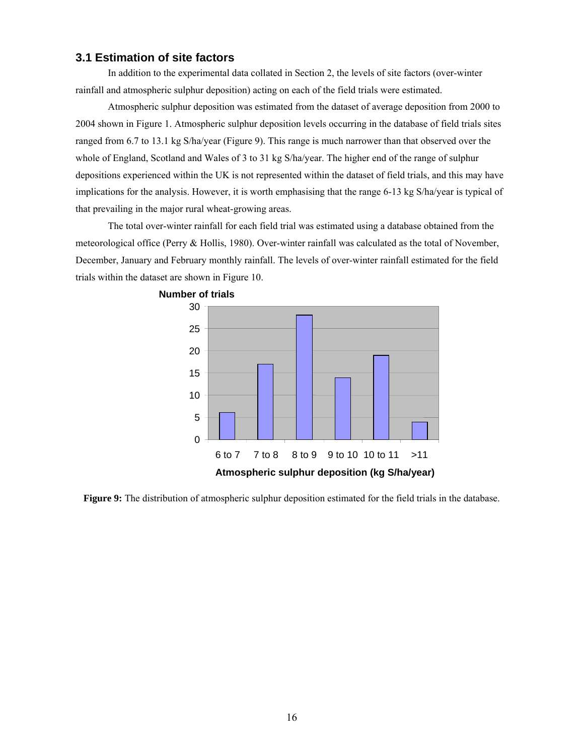## 3.1 Estimation of site factors

In addition to the experimental data collated in Section 2, the levels of site factors (over-winter rainfall and atmospheric sulphur deposition) acting on each of the field trials were estimated.

Atmospheric sulphur deposition was estimated from the dataset of average deposition from 2000 to 2004 shown in Figure 1. Atmospheric sulphur deposition levels occurring in the database of field trials sites ranged from 6.7 to 13.1 kg S/ha/year (Figure 9). This range is much narrower than that observed over the whole of England, Scotland and Wales of 3 to 31 kg S/ha/year. The higher end of the range of sulphur depositions experienced within the UK is not represented within the dataset of field trials, and this may have implications for the analysis. However, it is worth emphasising that the range 6-13 kg S/ha/year is typical of that prevailing in the major rural wheat-growing areas.

The total over-winter rainfall for each field trial was estimated using a database obtained from the meteorological office (Perry & Hollis, 1980). Over-winter rainfall was calculated as the total of November, December, January and February monthly rainfall. The levels of over-winter rainfall estimated for the field trials within the dataset are shown in Figure 10.

| Atmospheric sulphur deposition (kg S/ha/year) | Number of trials |
|---|---|
| 6 to 7 | 6 |
| 7 to 8 | 17 |
| 8 to 9 | 28 |
| 9 to 10 | 14 |
| 10 to 11 | 19 |
| >11 | 4 |

**Figure 9:** The distribution of atmospheric sulphur deposition estimated for the field trials in the database.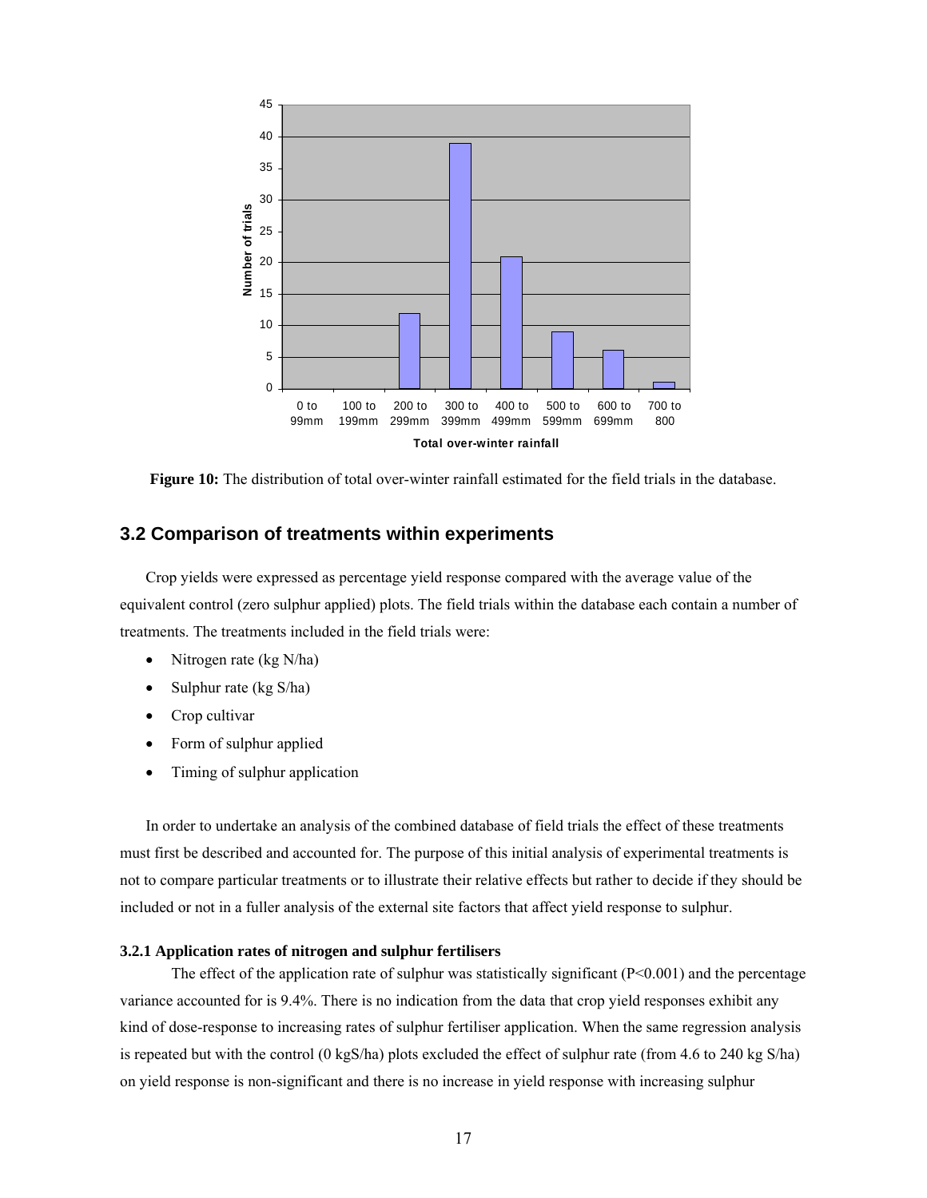**Figure 10:** The distribution of total over-winter rainfall estimated for the field trials in the database.

## 3.2 Comparison of treatments within experiments

Crop yields were expressed as percentage yield response compared with the average value of the equivalent control (zero sulphur applied) plots. The field trials within the database each contain a number of treatments. The treatments included in the field trials were:

- Nitrogen rate (kg N/ha)
- Sulphur rate (kg S/ha)
- Crop cultivar
- Form of sulphur applied
- Timing of sulphur application

In order to undertake an analysis of the combined database of field trials the effect of these treatments must first be described and accounted for. The purpose of this initial analysis of experimental treatments is not to compare particular treatments or to illustrate their relative effects but rather to decide if they should be included or not in a fuller analysis of the external site factors that affect yield response to sulphur.

### 3.2.1 Application rates of nitrogen and sulphur fertilisers

The effect of the application rate of sulphur was statistically significant ($P<0.001$) and the percentage variance accounted for is 9.4%. There is no indication from the data that crop yield responses exhibit any kind of dose-response to increasing rates of sulphur fertiliser application. When the same regression analysis is repeated but with the control (0 kgS/ha) plots excluded the effect of sulphur rate (from 4.6 to 240 kg S/ha) on yield response is non-significant and there is no increase in yield response with increasing sulphur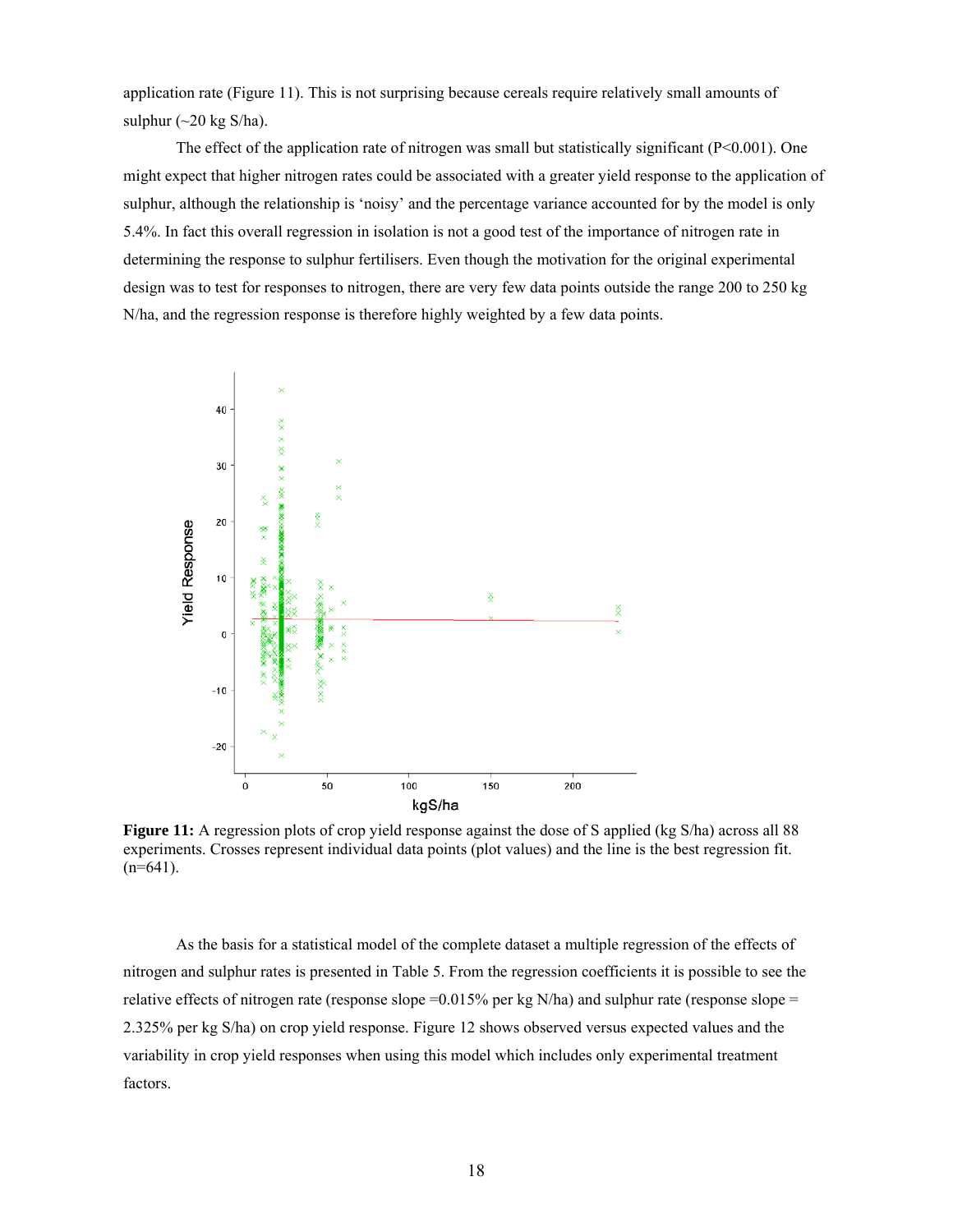application rate (Figure 11). This is not surprising because cereals require relatively small amounts of sulphur (~20 kg S/ha).

The effect of the application rate of nitrogen was small but statistically significant ($P<0.001$). One might expect that higher nitrogen rates could be associated with a greater yield response to the application of sulphur, although the relationship is 'noisy' and the percentage variance accounted for by the model is only 5.4%. In fact this overall regression in isolation is not a good test of the importance of nitrogen rate in determining the response to sulphur fertilisers. Even though the motivation for the original experimental design was to test for responses to nitrogen, there are very few data points outside the range 200 to 250 kg N/ha, and the regression response is therefore highly weighted by a few data points.

**Figure 11:** A regression plots of crop yield response against the dose of S applied (kg S/ha) across all 88 experiments. Crosses represent individual data points (plot values) and the line is the best regression fit. (n=641).

As the basis for a statistical model of the complete dataset a multiple regression of the effects of nitrogen and sulphur rates is presented in Table 5. From the regression coefficients it is possible to see the relative effects of nitrogen rate (response slope =0.015% per kg N/ha) and sulphur rate (response slope = 2.325% per kg S/ha) on crop yield response. Figure 12 shows observed versus expected values and the variability in crop yield responses when using this model which includes only experimental treatment factors.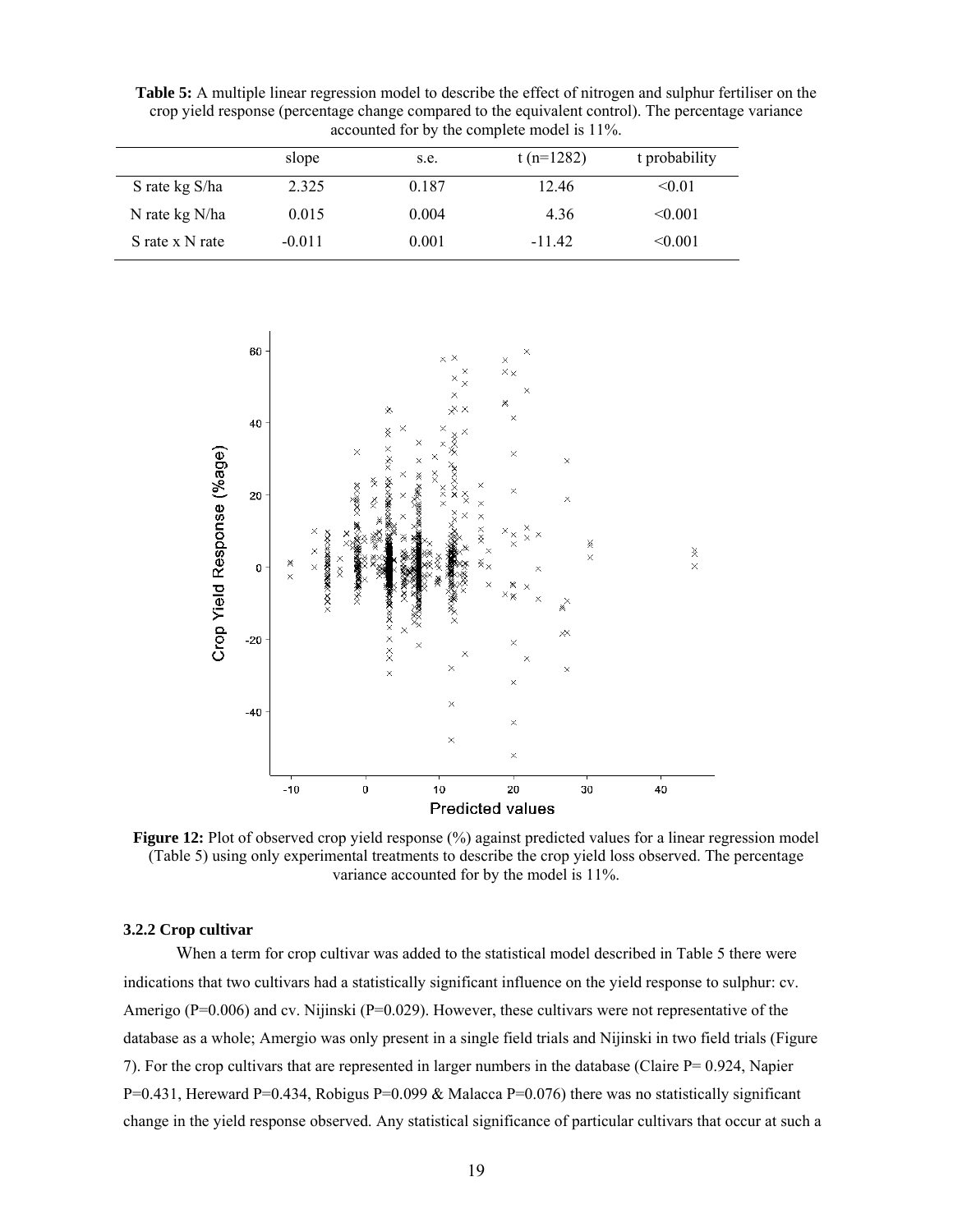**Table 5:** A multiple linear regression model to describe the effect of nitrogen and sulphur fertiliser on the crop yield response (percentage change compared to the equivalent control). The percentage variance accounted for by the complete model is 11%.

| | slope | s.e. | t (n=1282) | t probability |
|---|---|---|---|---|
| S rate kg S/ha | 2.325 | 0.187 | 12.46 | <0.01 |
| N rate kg N/ha | 0.015 | 0.004 | 4.36 | <0.001 |
| S rate x N rate | -0.011 | 0.001 | -11.42 | <0.001 |

**Figure 12:** Plot of observed crop yield response (%) against predicted values for a linear regression model (Table 5) using only experimental treatments to describe the crop yield loss observed. The percentage variance accounted for by the model is 11%.

### 3.2.2 Crop cultivar

When a term for crop cultivar was added to the statistical model described in Table 5 there were indications that two cultivars had a statistically significant influence on the yield response to sulphur: cv. Amerigo (P=0.006) and cv. Nijinski (P=0.029). However, these cultivars were not representative of the database as a whole; Amergio was only present in a single field trials and Nijinski in two field trials (Figure 7). For the crop cultivars that are represented in larger numbers in the database (Claire P= 0.924, Napier P=0.431, Hereward P=0.434, Robigus P=0.099 & Malacca P=0.076) there was no statistically significant change in the yield response observed. Any statistical significance of particular cultivars that occur at such a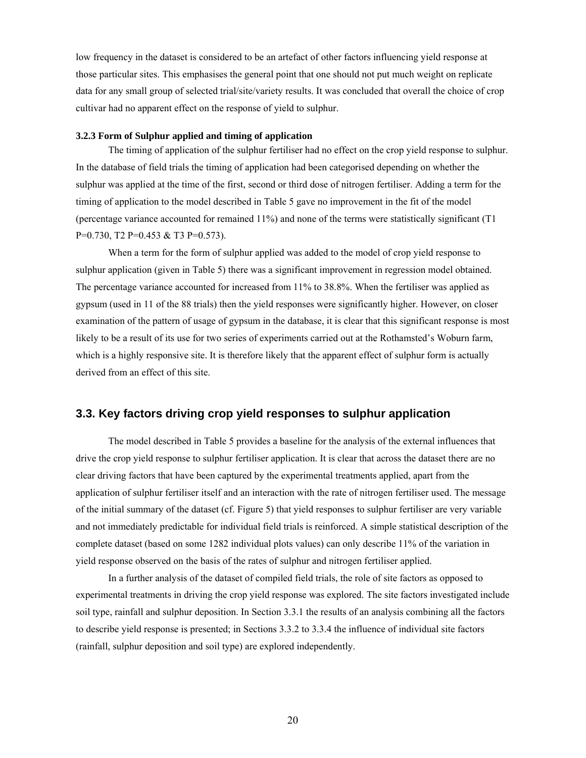low frequency in the dataset is considered to be an artefact of other factors influencing yield response at those particular sites. This emphasises the general point that one should not put much weight on replicate data for any small group of selected trial/site/variety results. It was concluded that overall the choice of crop cultivar had no apparent effect on the response of yield to sulphur.

#### 3.2.3 Form of Sulphur applied and timing of application

The timing of application of the sulphur fertiliser had no effect on the crop yield response to sulphur. In the database of field trials the timing of application had been categorised depending on whether the sulphur was applied at the time of the first, second or third dose of nitrogen fertiliser. Adding a term for the timing of application to the model described in Table 5 gave no improvement in the fit of the model (percentage variance accounted for remained 11%) and none of the terms were statistically significant (T1 $P=0.730$, T2 $P=0.453$ & T3 $P=0.573$).

When a term for the form of sulphur applied was added to the model of crop yield response to sulphur application (given in Table 5) there was a significant improvement in regression model obtained. The percentage variance accounted for increased from 11% to 38.8%. When the fertiliser was applied as gypsum (used in 11 of the 88 trials) then the yield responses were significantly higher. However, on closer examination of the pattern of usage of gypsum in the database, it is clear that this significant response is most likely to be a result of its use for two series of experiments carried out at the Rothamsted's Woburn farm, which is a highly responsive site. It is therefore likely that the apparent effect of sulphur form is actually derived from an effect of this site.

## 3.3. Key factors driving crop yield responses to sulphur application

The model described in Table 5 provides a baseline for the analysis of the external influences that drive the crop yield response to sulphur fertiliser application. It is clear that across the dataset there are no clear driving factors that have been captured by the experimental treatments applied, apart from the application of sulphur fertiliser itself and an interaction with the rate of nitrogen fertiliser used. The message of the initial summary of the dataset (cf. Figure 5) that yield responses to sulphur fertiliser are very variable and not immediately predictable for individual field trials is reinforced. A simple statistical description of the complete dataset (based on some 1282 individual plots values) can only describe 11% of the variation in yield response observed on the basis of the rates of sulphur and nitrogen fertiliser applied.

In a further analysis of the dataset of compiled field trials, the role of site factors as opposed to experimental treatments in driving the crop yield response was explored. The site factors investigated include soil type, rainfall and sulphur deposition. In Section 3.3.1 the results of an analysis combining all the factors to describe yield response is presented; in Sections 3.3.2 to 3.3.4 the influence of individual site factors (rainfall, sulphur deposition and soil type) are explored independently.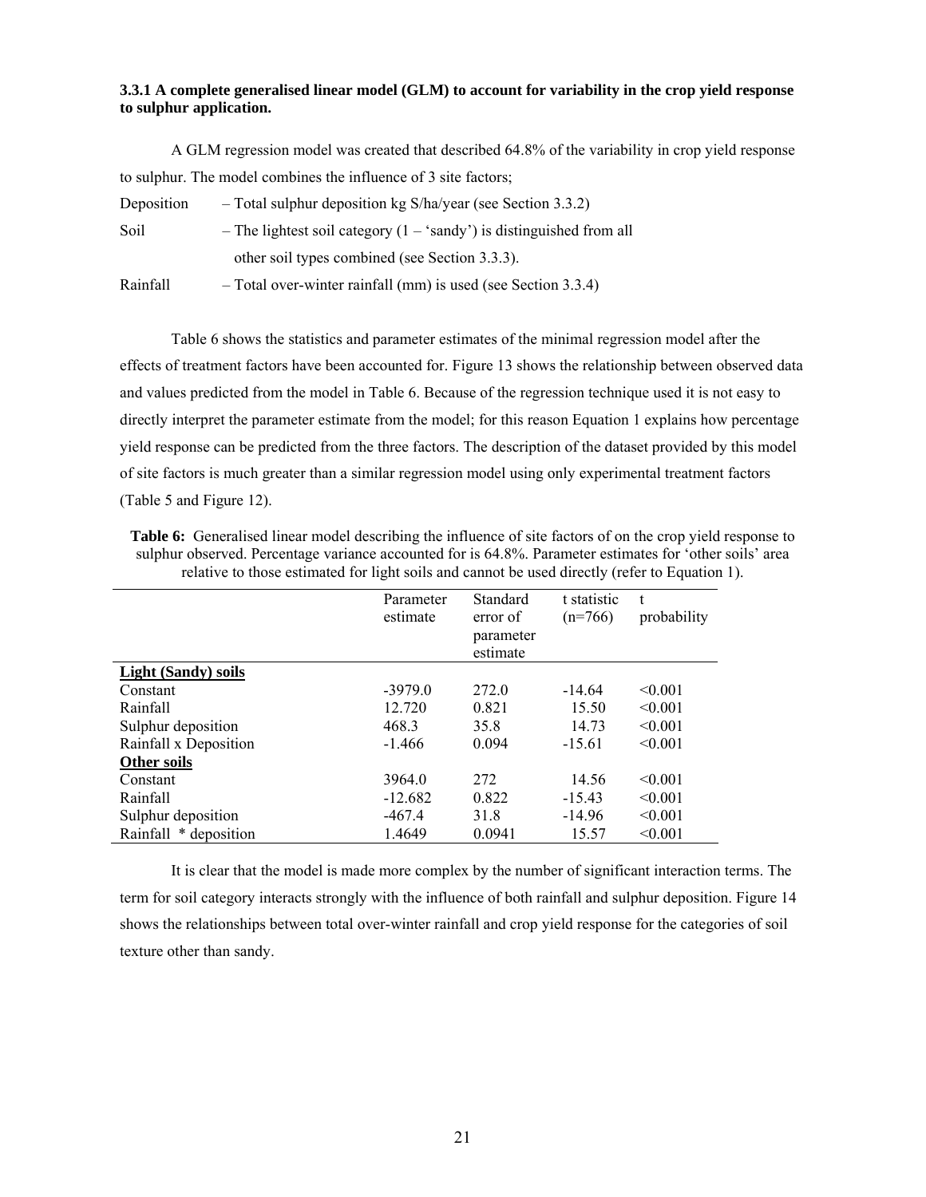### 3.3.1 A complete generalised linear model (GLM) to account for variability in the crop yield response to sulphur application.

A GLM regression model was created that described 64.8% of the variability in crop yield response to sulphur. The model combines the influence of 3 site factors;

Deposition – Total sulphur deposition kg S/ha/year (see Section 3.3.2)

Soil – The lightest soil category (1 – 'sandy') is distinguished from all other soil types combined (see Section 3.3.3).

Rainfall – Total over-winter rainfall (mm) is used (see Section 3.3.4)

Table 6 shows the statistics and parameter estimates of the minimal regression model after the effects of treatment factors have been accounted for. Figure 13 shows the relationship between observed data and values predicted from the model in Table 6. Because of the regression technique used it is not easy to directly interpret the parameter estimate from the model; for this reason Equation 1 explains how percentage yield response can be predicted from the three factors. The description of the dataset provided by this model of site factors is much greater than a similar regression model using only experimental treatment factors (Table 5 and Figure 12).

**Table 6:** Generalised linear model describing the influence of site factors of on the crop yield response to sulphur observed. Percentage variance accounted for is 64.8%. Parameter estimates for 'other soils' area relative to those estimated for light soils and cannot be used directly (refer to Equation 1).

| | Parameter estimate | Standard error of parameter estimate | t statistic (n=766) | t probability |
|---|---|---|---|---|
| **Light (Sandy) soils** | | | | |
| Constant | -3979.0 | 272.0 | -14.64 | <0.001 |
| Rainfall | 12.720 | 0.821 | 15.50 | <0.001 |
| Sulphur deposition | 468.3 | 35.8 | 14.73 | <0.001 |
| Rainfall x Deposition | -1.466 | 0.094 | -15.61 | <0.001 |
| **Other soils** | | | | |
| Constant | 3964.0 | 272 | 14.56 | <0.001 |
| Rainfall | -12.682 | 0.822 | -15.43 | <0.001 |
| Sulphur deposition | -467.4 | 31.8 | -14.96 | <0.001 |
| Rainfall * deposition | 1.4649 | 0.0941 | 15.57 | <0.001 |

It is clear that the model is made more complex by the number of significant interaction terms. The term for soil category interacts strongly with the influence of both rainfall and sulphur deposition. Figure 14 shows the relationships between total over-winter rainfall and crop yield response for the categories of soil texture other than sandy.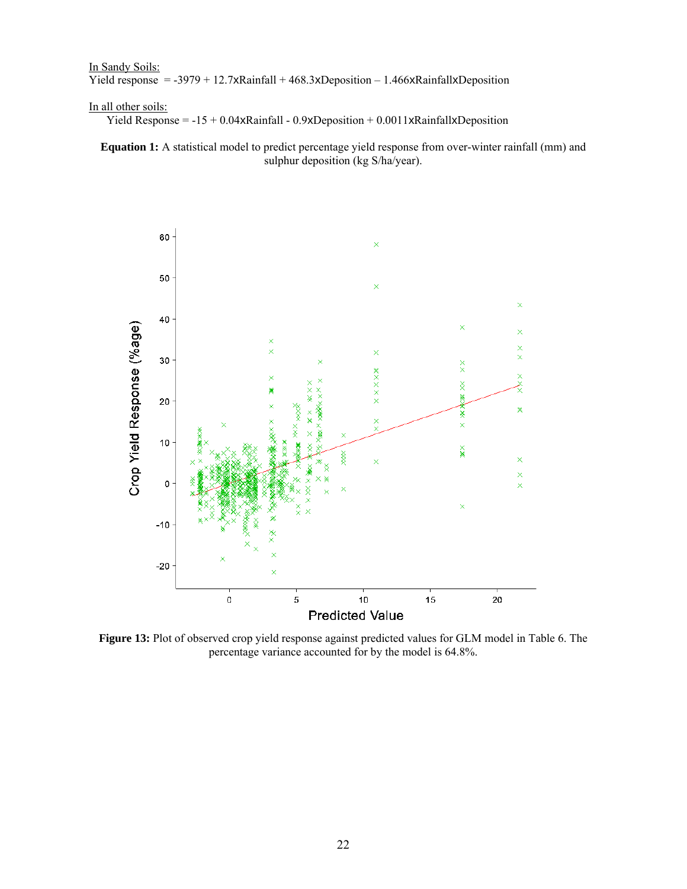<u>In Sandy Soils:</u>

Yield response $= -3979 + 12.7 \times \text{Rainfall} + 468.3 \times \text{Deposition} - 1.466 \times \text{Rainfall} \times \text{Deposition}$

<u>In all other soils:</u>

Yield Response $= -15 + 0.04 \times \text{Rainfall} - 0.9 \times \text{Deposition} + 0.0011 \times \text{Rainfall} \times \text{Deposition}$

**Equation 1:** A statistical model to predict percentage yield response from over-winter rainfall (mm) and sulphur deposition (kg S/ha/year).

**Figure 13:** Plot of observed crop yield response against predicted values for GLM model in Table 6. The percentage variance accounted for by the model is 64.8%.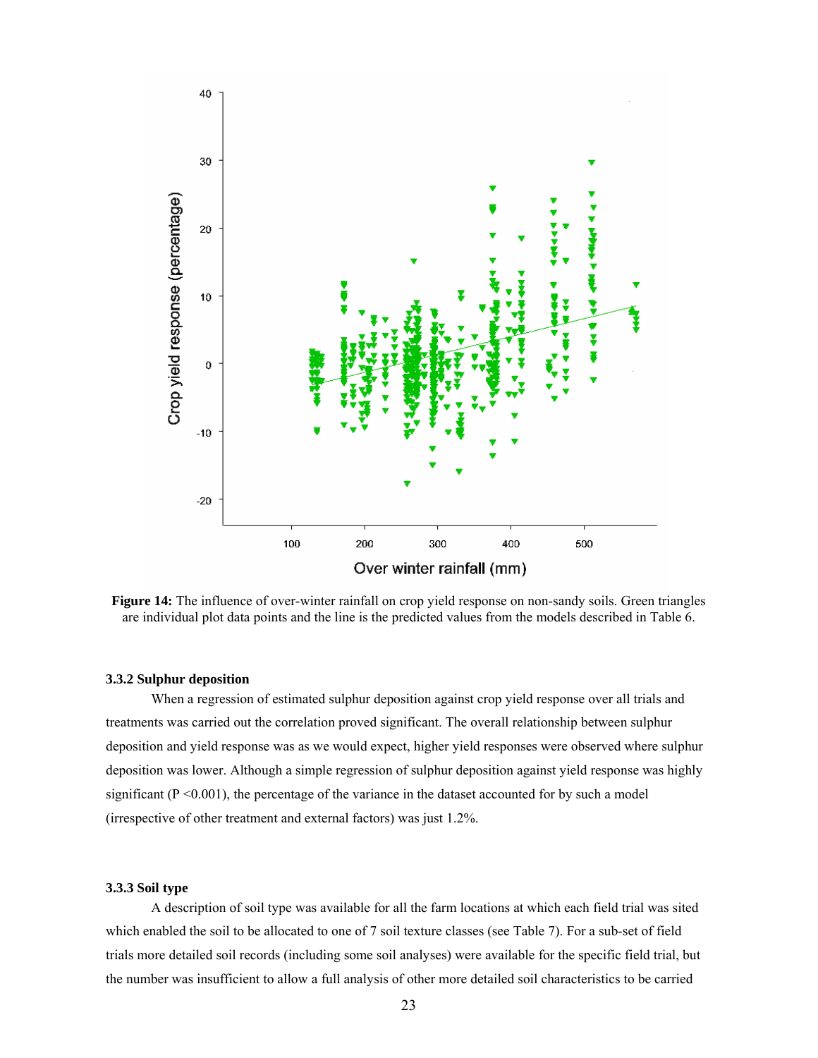**Figure 14:** The influence of over-winter rainfall on crop yield response on non-sandy soils. Green triangles are individual plot data points and the line is the predicted values from the models described in Table 6.

### 3.3.2 Sulphur deposition

When a regression of estimated sulphur deposition against crop yield response over all trials and treatments was carried out the correlation proved significant. The overall relationship between sulphur deposition and yield response was as we would expect, higher yield responses were observed where sulphur deposition was lower. Although a simple regression of sulphur deposition against yield response was highly significant ($P < 0.001$), the percentage of the variance in the dataset accounted for by such a model (irrespective of other treatment and external factors) was just 1.2%.

### 3.3.3 Soil type

A description of soil type was available for all the farm locations at which each field trial was sited which enabled the soil to be allocated to one of 7 soil texture classes (see Table 7). For a sub-set of field trials more detailed soil records (including some soil analyses) were available for the specific field trial, but the number was insufficient to allow a full analysis of other more detailed soil characteristics to be carried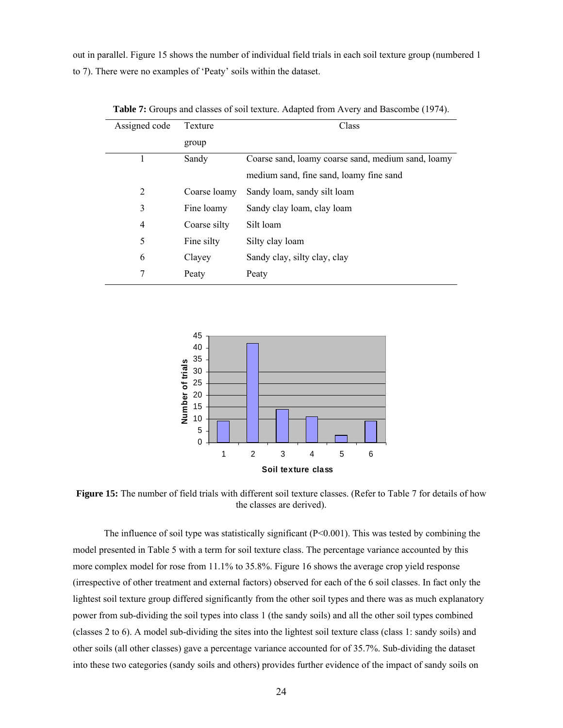out in parallel. Figure 15 shows the number of individual field trials in each soil texture group (numbered 1 to 7). There were no examples of 'Peaty' soils within the dataset.

**Table 7:** Groups and classes of soil texture. Adapted from Avery and Bascombe (1974).

| Assigned code | Texture group | Class |
|---|---|---|
| 1 | Sandy | Coarse sand, loamy coarse sand, medium sand, loamy medium sand, fine sand, loamy fine sand |
| 2 | Coarse loamy | Sandy loam, sandy silt loam |
| 3 | Fine loamy | Sandy clay loam, clay loam |
| 4 | Coarse silty | Silt loam |
| 5 | Fine silty | Silty clay loam |
| 6 | Clayey | Sandy clay, silty clay, clay |
| 7 | Peaty | Peaty |

**Figure 15:** The number of field trials with different soil texture classes. (Refer to Table 7 for details of how the classes are derived).

The influence of soil type was statistically significant ($P<0.001$). This was tested by combining the model presented in Table 5 with a term for soil texture class. The percentage variance accounted by this more complex model for rose from 11.1% to 35.8%. Figure 16 shows the average crop yield response (irrespective of other treatment and external factors) observed for each of the 6 soil classes. In fact only the lightest soil texture group differed significantly from the other soil types and there was as much explanatory power from sub-dividing the soil types into class 1 (the sandy soils) and all the other soil types combined (classes 2 to 6). A model sub-dividing the sites into the lightest soil texture class (class 1: sandy soils) and other soils (all other classes) gave a percentage variance accounted for of 35.7%. Sub-dividing the dataset into these two categories (sandy soils and others) provides further evidence of the impact of sandy soils on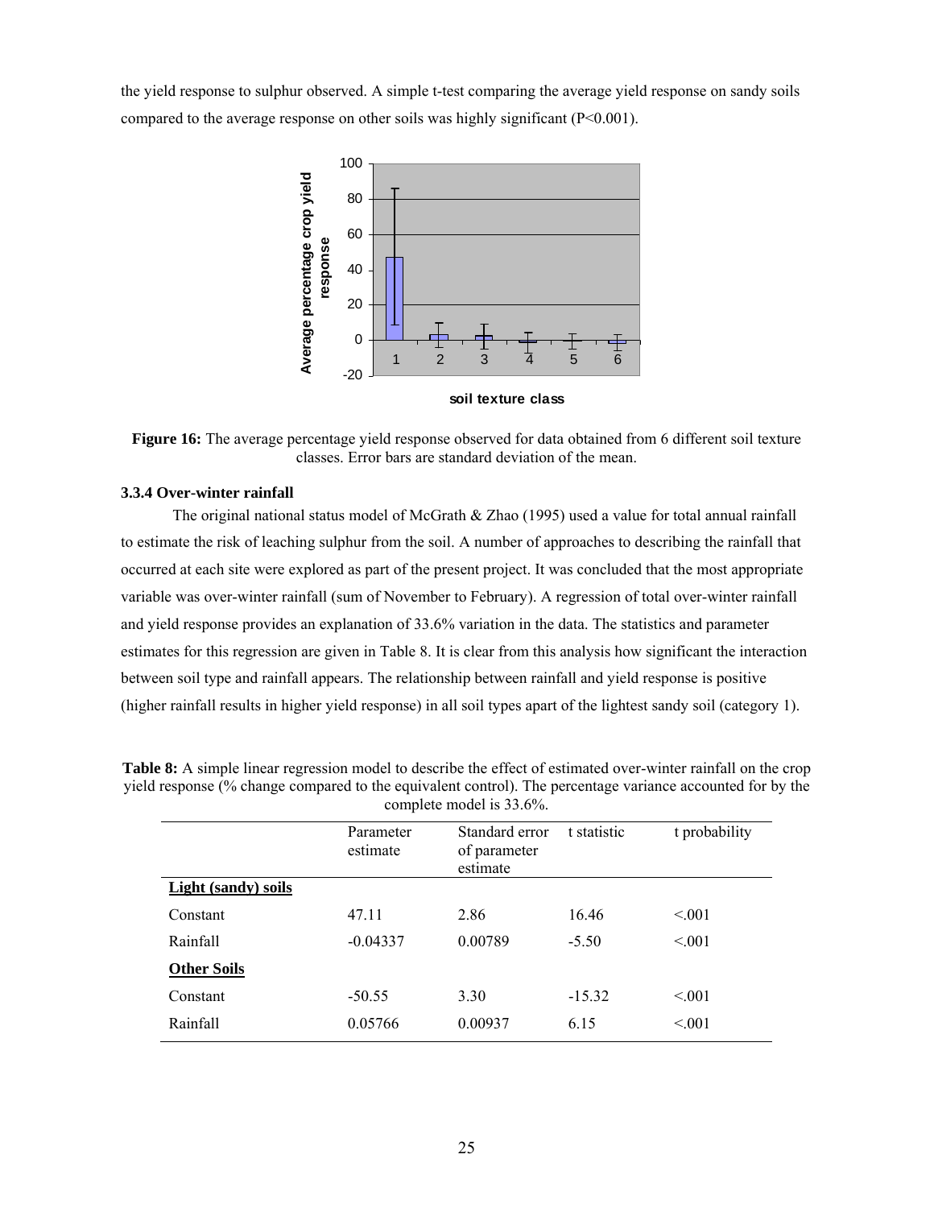the yield response to sulphur observed. A simple t-test comparing the average yield response on sandy soils compared to the average response on other soils was highly significant ($P<0.001$).

**Figure 16:** The average percentage yield response observed for data obtained from 6 different soil texture classes. Error bars are standard deviation of the mean.

### 3.3.4 Over-winter rainfall

The original national status model of McGrath & Zhao (1995) used a value for total annual rainfall to estimate the risk of leaching sulphur from the soil. A number of approaches to describing the rainfall that occurred at each site were explored as part of the present project. It was concluded that the most appropriate variable was over-winter rainfall (sum of November to February). A regression of total over-winter rainfall and yield response provides an explanation of 33.6% variation in the data. The statistics and parameter estimates for this regression are given in Table 8. It is clear from this analysis how significant the interaction between soil type and rainfall appears. The relationship between rainfall and yield response is positive (higher rainfall results in higher yield response) in all soil types apart of the lightest sandy soil (category 1).

**Table 8:** A simple linear regression model to describe the effect of estimated over-winter rainfall on the crop yield response (% change compared to the equivalent control). The percentage variance accounted for by the complete model is 33.6%.

| | Parameter estimate | Standard error of parameter estimate | t statistic | t probability |
|---|---|---|---|---|
| **Light (sandy) soils** | | | | |
| Constant | 47.11 | 2.86 | 16.46 | <.001 |
| Rainfall | -0.04337 | 0.00789 | -5.50 | <.001 |
| **Other Soils** | | | | |
| Constant | -50.55 | 3.30 | -15.32 | <.001 |
| Rainfall | 0.05766 | 0.00937 | 6.15 | <.001 |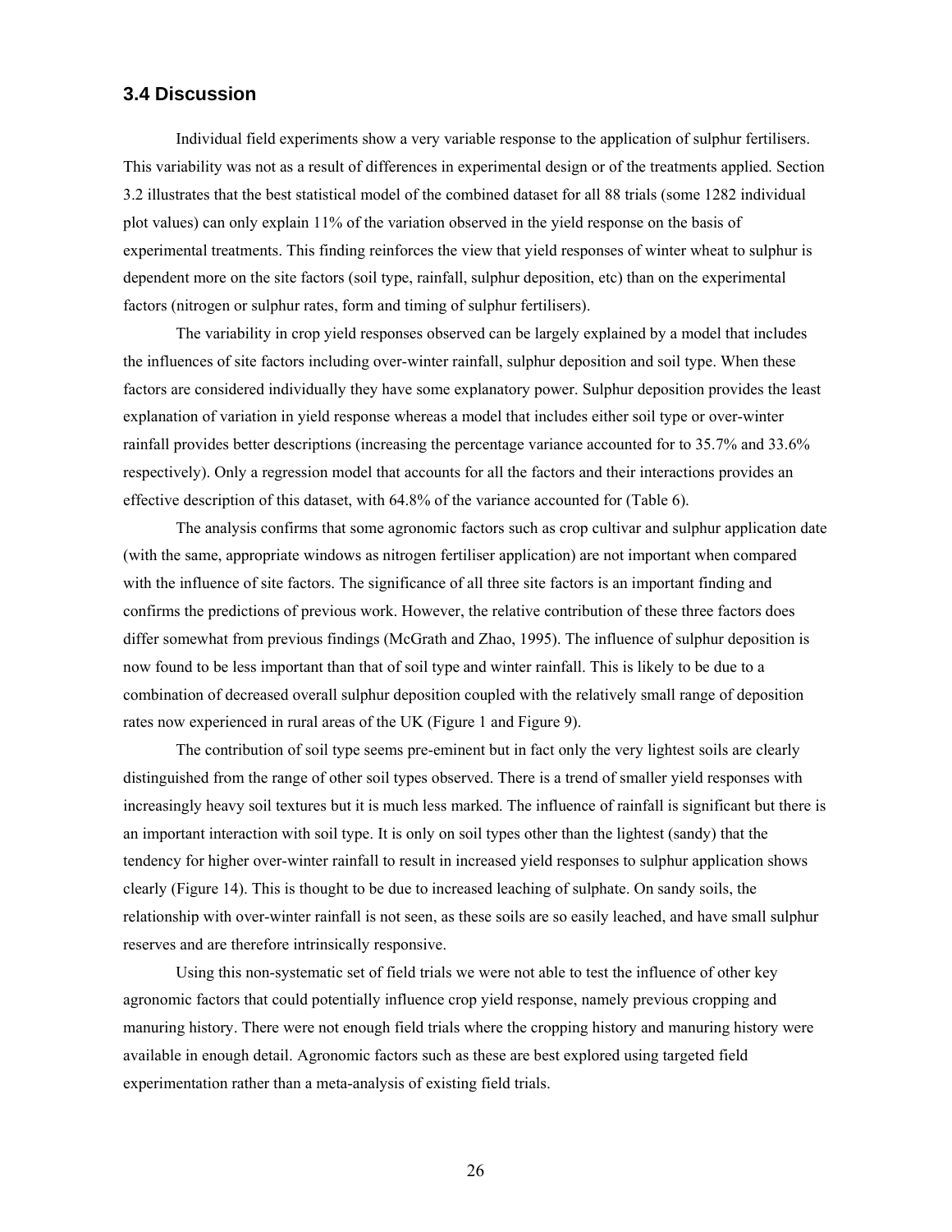### 3.4 Discussion

Individual field experiments show a very variable response to the application of sulphur fertilisers. This variability was not as a result of differences in experimental design or of the treatments applied. Section 3.2 illustrates that the best statistical model of the combined dataset for all 88 trials (some 1282 individual plot values) can only explain 11% of the variation observed in the yield response on the basis of experimental treatments. This finding reinforces the view that yield responses of winter wheat to sulphur is dependent more on the site factors (soil type, rainfall, sulphur deposition, etc) than on the experimental factors (nitrogen or sulphur rates, form and timing of sulphur fertilisers).

The variability in crop yield responses observed can be largely explained by a model that includes the influences of site factors including over-winter rainfall, sulphur deposition and soil type. When these factors are considered individually they have some explanatory power. Sulphur deposition provides the least explanation of variation in yield response whereas a model that includes either soil type or over-winter rainfall provides better descriptions (increasing the percentage variance accounted for to 35.7% and 33.6% respectively). Only a regression model that accounts for all the factors and their interactions provides an effective description of this dataset, with 64.8% of the variance accounted for (Table 6).

The analysis confirms that some agronomic factors such as crop cultivar and sulphur application date (with the same, appropriate windows as nitrogen fertiliser application) are not important when compared with the influence of site factors. The significance of all three site factors is an important finding and confirms the predictions of previous work. However, the relative contribution of these three factors does differ somewhat from previous findings (McGrath and Zhao, 1995). The influence of sulphur deposition is now found to be less important than that of soil type and winter rainfall. This is likely to be due to a combination of decreased overall sulphur deposition coupled with the relatively small range of deposition rates now experienced in rural areas of the UK (Figure 1 and Figure 9).

The contribution of soil type seems pre-eminent but in fact only the very lightest soils are clearly distinguished from the range of other soil types observed. There is a trend of smaller yield responses with increasingly heavy soil textures but it is much less marked. The influence of rainfall is significant but there is an important interaction with soil type. It is only on soil types other than the lightest (sandy) that the tendency for higher over-winter rainfall to result in increased yield responses to sulphur application shows clearly (Figure 14). This is thought to be due to increased leaching of sulphate. On sandy soils, the relationship with over-winter rainfall is not seen, as these soils are so easily leached, and have small sulphur reserves and are therefore intrinsically responsive.

Using this non-systematic set of field trials we were not able to test the influence of other key agronomic factors that could potentially influence crop yield response, namely previous cropping and manuring history. There were not enough field trials where the cropping history and manuring history were available in enough detail. Agronomic factors such as these are best explored using targeted field experimentation rather than a meta-analysis of existing field trials.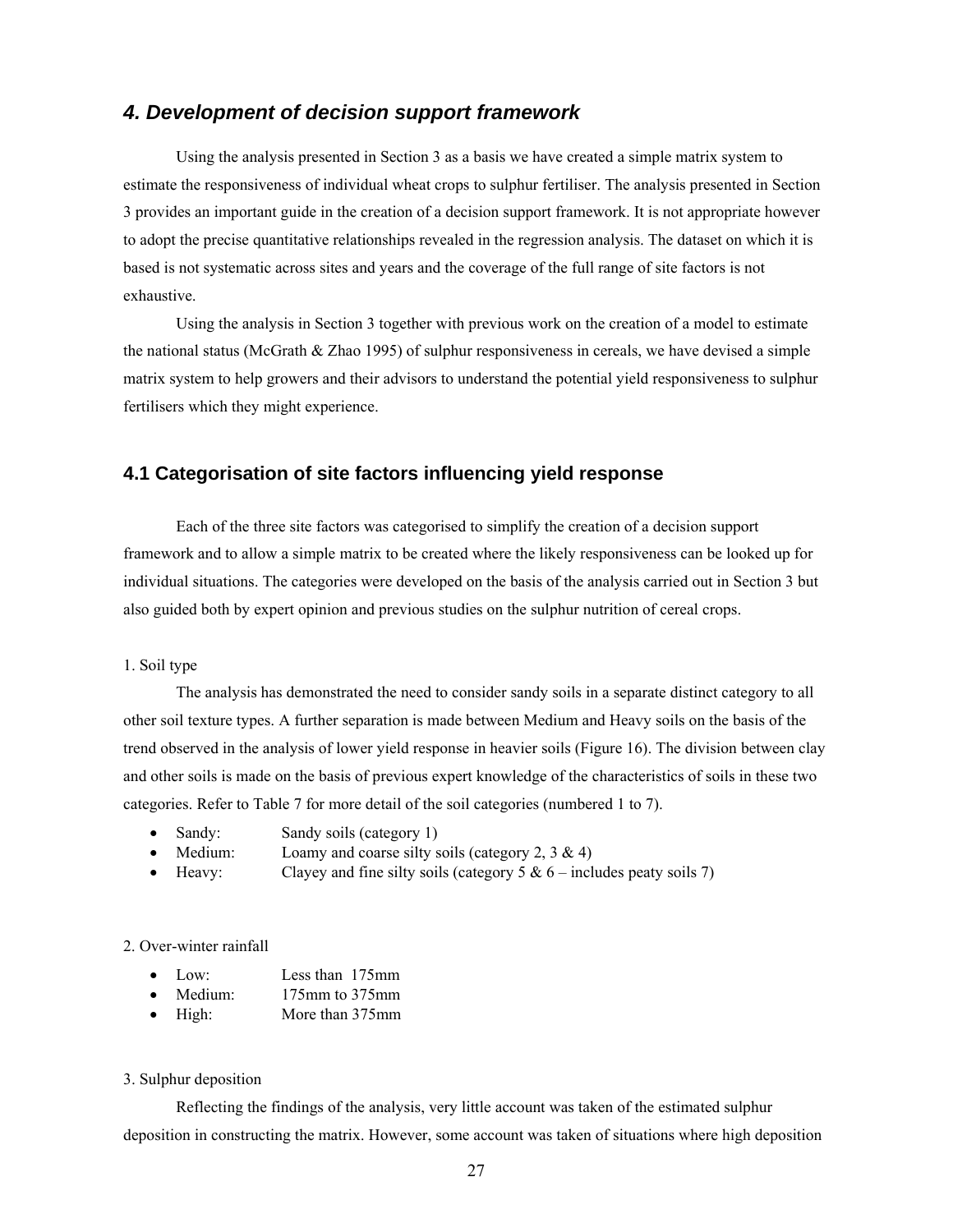## *4. Development of decision support framework*

Using the analysis presented in Section 3 as a basis we have created a simple matrix system to estimate the responsiveness of individual wheat crops to sulphur fertiliser. The analysis presented in Section 3 provides an important guide in the creation of a decision support framework. It is not appropriate however to adopt the precise quantitative relationships revealed in the regression analysis. The dataset on which it is based is not systematic across sites and years and the coverage of the full range of site factors is not exhaustive.

Using the analysis in Section 3 together with previous work on the creation of a model to estimate the national status (McGrath & Zhao 1995) of sulphur responsiveness in cereals, we have devised a simple matrix system to help growers and their advisors to understand the potential yield responsiveness to sulphur fertilisers which they might experience.

### 4.1 Categorisation of site factors influencing yield response

Each of the three site factors was categorised to simplify the creation of a decision support framework and to allow a simple matrix to be created where the likely responsiveness can be looked up for individual situations. The categories were developed on the basis of the analysis carried out in Section 3 but also guided both by expert opinion and previous studies on the sulphur nutrition of cereal crops.

1. Soil type

The analysis has demonstrated the need to consider sandy soils in a separate distinct category to all other soil texture types. A further separation is made between Medium and Heavy soils on the basis of the trend observed in the analysis of lower yield response in heavier soils (Figure 16). The division between clay and other soils is made on the basis of previous expert knowledge of the characteristics of soils in these two categories. Refer to Table 7 for more detail of the soil categories (numbered 1 to 7).

- Sandy: Sandy soils (category 1)
- Medium: Loamy and coarse silty soils (category 2, 3 & 4)
- Heavy: Clayey and fine silty soils (category 5 & 6 – includes peaty soils 7)

2. Over-winter rainfall

- Low: Less than 175mm
- Medium: 175mm to 375mm
- High: More than 375mm

3. Sulphur deposition

Reflecting the findings of the analysis, very little account was taken of the estimated sulphur deposition in constructing the matrix. However, some account was taken of situations where high deposition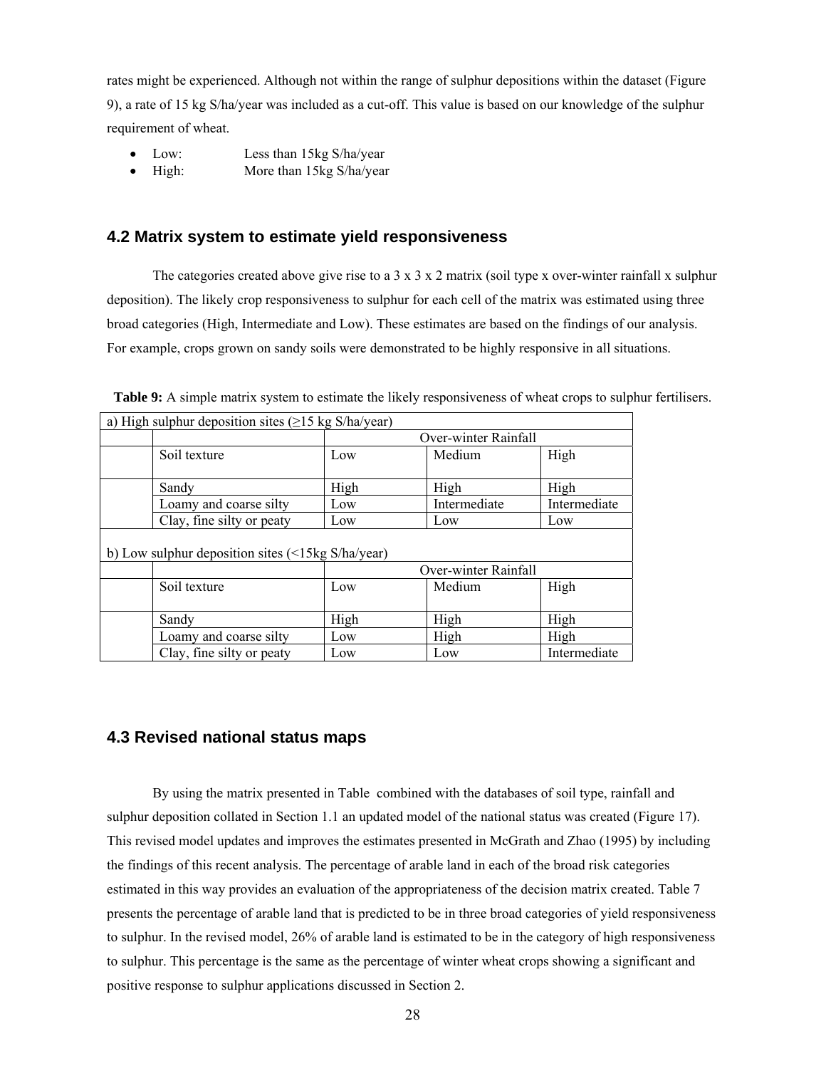rates might be experienced. Although not within the range of sulphur depositions within the dataset (Figure 9), a rate of 15 kg S/ha/year was included as a cut-off. This value is based on our knowledge of the sulphur requirement of wheat.

- Low: Less than 15kg S/ha/year
- High: More than 15kg S/ha/year

## 4.2 Matrix system to estimate yield responsiveness

The categories created above give rise to a 3 x 3 x 2 matrix (soil type x over-winter rainfall x sulphur deposition). The likely crop responsiveness to sulphur for each cell of the matrix was estimated using three broad categories (High, Intermediate and Low). These estimates are based on the findings of our analysis. For example, crops grown on sandy soils were demonstrated to be highly responsive in all situations.

**Table 9:** A simple matrix system to estimate the likely responsiveness of wheat crops to sulphur fertilisers.

| a) High sulphur deposition sites (≥15 kg S/ha/year) | | | | |
|---|---|---|---|---|
| | | Over-winter Rainfall | | |
| | Soil texture | Low | Medium | High |
| | Sandy | High | High | High |
| | Loamy and coarse silty | Low | Intermediate | Intermediate |
| | Clay, fine silty or peaty | Low | Low | Low |
| b) Low sulphur deposition sites (<15kg S/ha/year) | | | | |
| | | Over-winter Rainfall | | |
| | Soil texture | Low | Medium | High |
| | Sandy | High | High | High |
| | Loamy and coarse silty | Low | High | High |
| | Clay, fine silty or peaty | Low | Low | Intermediate |

## 4.3 Revised national status maps

By using the matrix presented in Table combined with the databases of soil type, rainfall and sulphur deposition collated in Section 1.1 an updated model of the national status was created (Figure 17). This revised model updates and improves the estimates presented in McGrath and Zhao (1995) by including the findings of this recent analysis. The percentage of arable land in each of the broad risk categories estimated in this way provides an evaluation of the appropriateness of the decision matrix created. Table 7 presents the percentage of arable land that is predicted to be in three broad categories of yield responsiveness to sulphur. In the revised model, 26% of arable land is estimated to be in the category of high responsiveness to sulphur. This percentage is the same as the percentage of winter wheat crops showing a significant and positive response to sulphur applications discussed in Section 2.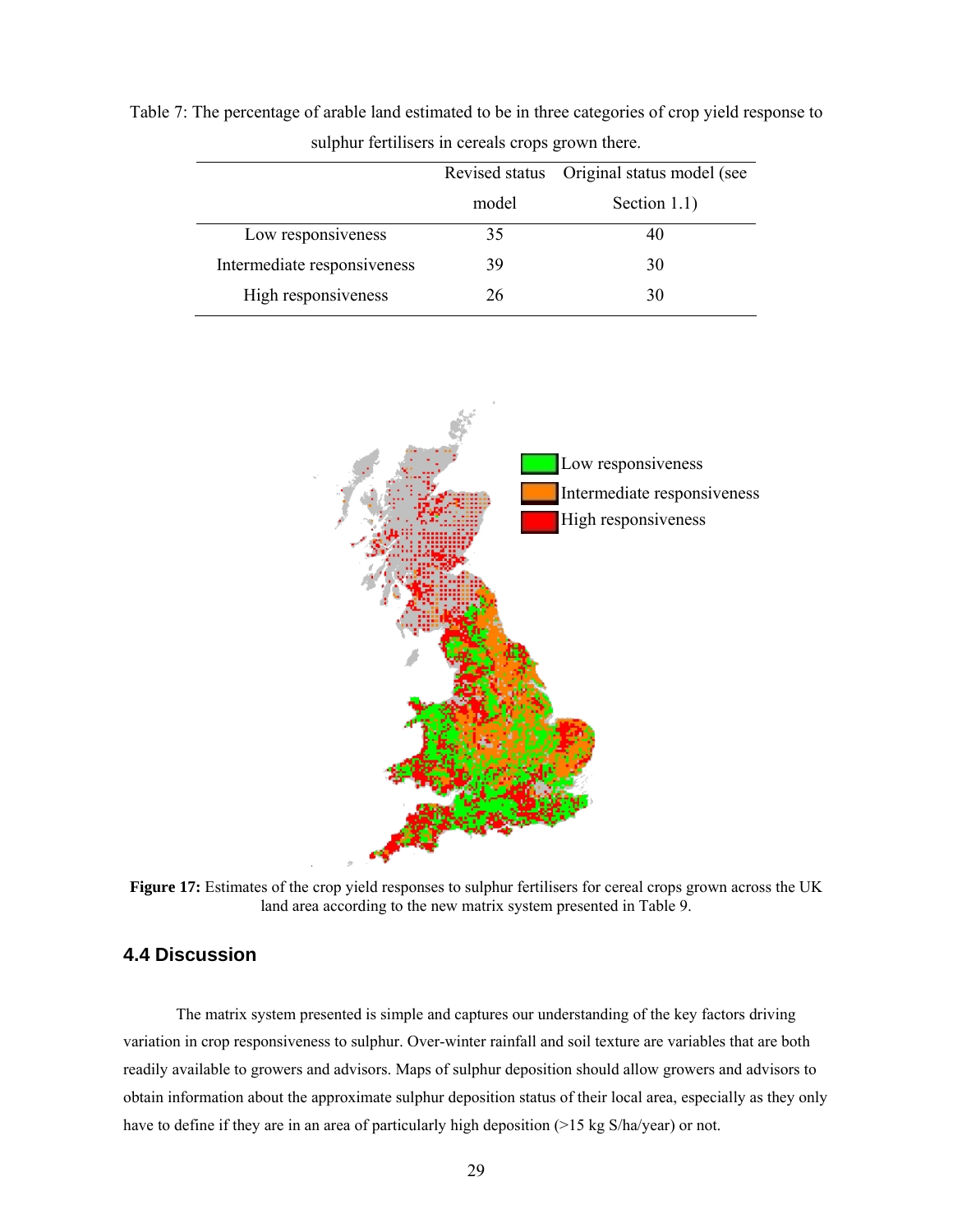Table 7: The percentage of arable land estimated to be in three categories of crop yield response to sulphur fertilisers in cereals crops grown there.

| | Revised status model | Original status model (see Section 1.1) |
|---|---|---|
| Low responsiveness | 35 | 40 |
| Intermediate responsiveness | 39 | 30 |
| High responsiveness | 26 | 30 |

**Figure 17:** Estimates of the crop yield responses to sulphur fertilisers for cereal crops grown across the UK land area according to the new matrix system presented in Table 9.

## 4.4 Discussion

The matrix system presented is simple and captures our understanding of the key factors driving variation in crop responsiveness to sulphur. Over-winter rainfall and soil texture are variables that are both readily available to growers and advisors. Maps of sulphur deposition should allow growers and advisors to obtain information about the approximate sulphur deposition status of their local area, especially as they only have to define if they are in an area of particularly high deposition (>15 kg S/ha/year) or not.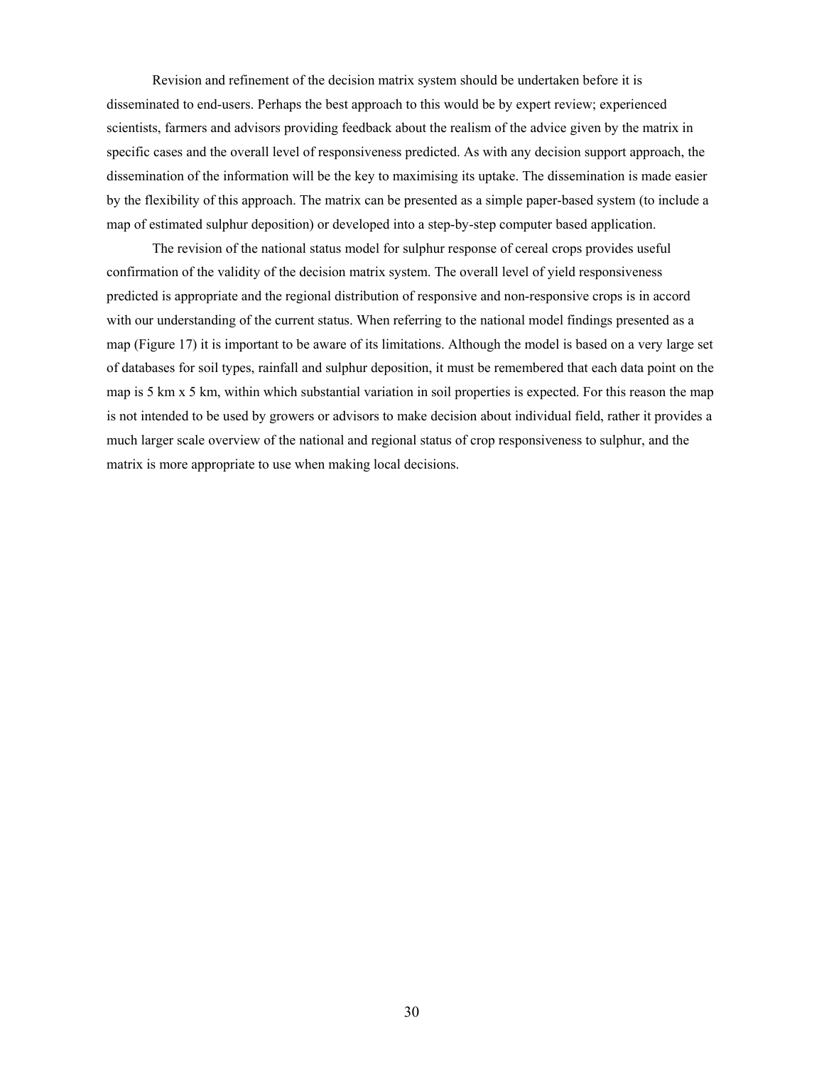Revision and refinement of the decision matrix system should be undertaken before it is disseminated to end-users. Perhaps the best approach to this would be by expert review; experienced scientists, farmers and advisors providing feedback about the realism of the advice given by the matrix in specific cases and the overall level of responsiveness predicted. As with any decision support approach, the dissemination of the information will be the key to maximising its uptake. The dissemination is made easier by the flexibility of this approach. The matrix can be presented as a simple paper-based system (to include a map of estimated sulphur deposition) or developed into a step-by-step computer based application.

The revision of the national status model for sulphur response of cereal crops provides useful confirmation of the validity of the decision matrix system. The overall level of yield responsiveness predicted is appropriate and the regional distribution of responsive and non-responsive crops is in accord with our understanding of the current status. When referring to the national model findings presented as a map (Figure 17) it is important to be aware of its limitations. Although the model is based on a very large set of databases for soil types, rainfall and sulphur deposition, it must be remembered that each data point on the map is 5 km x 5 km, within which substantial variation in soil properties is expected. For this reason the map is not intended to be used by growers or advisors to make decision about individual field, rather it provides a much larger scale overview of the national and regional status of crop responsiveness to sulphur, and the matrix is more appropriate to use when making local decisions.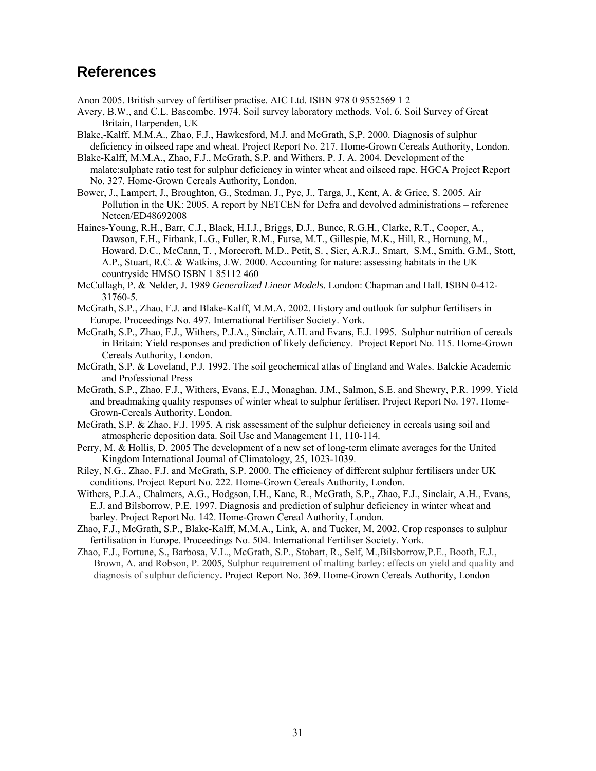## References

Anon 2005. British survey of fertiliser practise. AIC Ltd. ISBN 978 0 9552569 1 2

Avery, B.W., and C.L. Bascombe. 1974. Soil survey laboratory methods. Vol. 6. Soil Survey of Great Britain, Harpenden, UK

Blake,-Kalff, M.M.A., Zhao, F.J., Hawkesford, M.J. and McGrath, S,P. 2000. Diagnosis of sulphur deficiency in oilseed rape and wheat. Project Report No. 217. Home-Grown Cereals Authority, London.

Blake-Kalff, M.M.A., Zhao, F.J., McGrath, S.P. and Withers, P. J. A. 2004. Development of the malate:sulphate ratio test for sulphur deficiency in winter wheat and oilseed rape. HGCA Project Report No. 327. Home-Grown Cereals Authority, London.

Bower, J., Lampert, J., Broughton, G., Stedman, J., Pye, J., Targa, J., Kent, A. & Grice, S. 2005. Air Pollution in the UK: 2005. A report by NETCEN for Defra and devolved administrations – reference Netcen/ED48692008

Haines-Young, R.H., Barr, C.J., Black, H.I.J., Briggs, D.J., Bunce, R.G.H., Clarke, R.T., Cooper, A., Dawson, F.H., Firbank, L.G., Fuller, R.M., Furse, M.T., Gillespie, M.K., Hill, R., Hornung, M., Howard, D.C., McCann, T. , Morecroft, M.D., Petit, S. , Sier, A.R.J., Smart, S.M., Smith, G.M., Stott, A.P., Stuart, R.C. & Watkins, J.W. 2000. Accounting for nature: assessing habitats in the UK countryside HMSO ISBN 1 85112 460

McCullagh, P. & Nelder, J. 1989 *Generalized Linear Models*. London: Chapman and Hall. ISBN 0-412-31760-5.

McGrath, S.P., Zhao, F.J. and Blake-Kalff, M.M.A. 2002. History and outlook for sulphur fertilisers in Europe. Proceedings No. 497. International Fertiliser Society. York.

McGrath, S.P., Zhao, F.J., Withers, P.J.A., Sinclair, A.H. and Evans, E.J. 1995. Sulphur nutrition of cereals in Britain: Yield responses and prediction of likely deficiency. Project Report No. 115. Home-Grown Cereals Authority, London.

McGrath, S.P. & Loveland, P.J. 1992. The soil geochemical atlas of England and Wales. Balckie Academic and Professional Press

McGrath, S.P., Zhao, F.J., Withers, Evans, E.J., Monaghan, J.M., Salmon, S.E. and Shewry, P.R. 1999. Yield and breadmaking quality responses of winter wheat to sulphur fertiliser. Project Report No. 197. Home-Grown-Cereals Authority, London.

McGrath, S.P. & Zhao, F.J. 1995. A risk assessment of the sulphur deficiency in cereals using soil and atmospheric deposition data. Soil Use and Management 11, 110-114.

Perry, M. & Hollis, D. 2005 The development of a new set of long-term climate averages for the United Kingdom International Journal of Climatology, 25, 1023-1039.

Riley, N.G., Zhao, F.J. and McGrath, S.P. 2000. The efficiency of different sulphur fertilisers under UK conditions. Project Report No. 222. Home-Grown Cereals Authority, London.

Withers, P.J.A., Chalmers, A.G., Hodgson, I.H., Kane, R., McGrath, S.P., Zhao, F.J., Sinclair, A.H., Evans, E.J. and Bilsborrow, P.E. 1997. Diagnosis and prediction of sulphur deficiency in winter wheat and barley. Project Report No. 142. Home-Grown Cereal Authority, London.

Zhao, F.J., McGrath, S.P., Blake-Kalff, M.M.A., Link, A. and Tucker, M. 2002. Crop responses to sulphur fertilisation in Europe. Proceedings No. 504. International Fertiliser Society. York.

Zhao, F.J., Fortune, S., Barbosa, V.L., McGrath, S.P., Stobart, R., Self, M.,Bilsborrow,P.E., Booth, E.J., Brown, A. and Robson, P. 2005, Sulphur requirement of malting barley: effects on yield and quality and diagnosis of sulphur deficiency**.** Project Report No. 369. Home-Grown Cereals Authority, London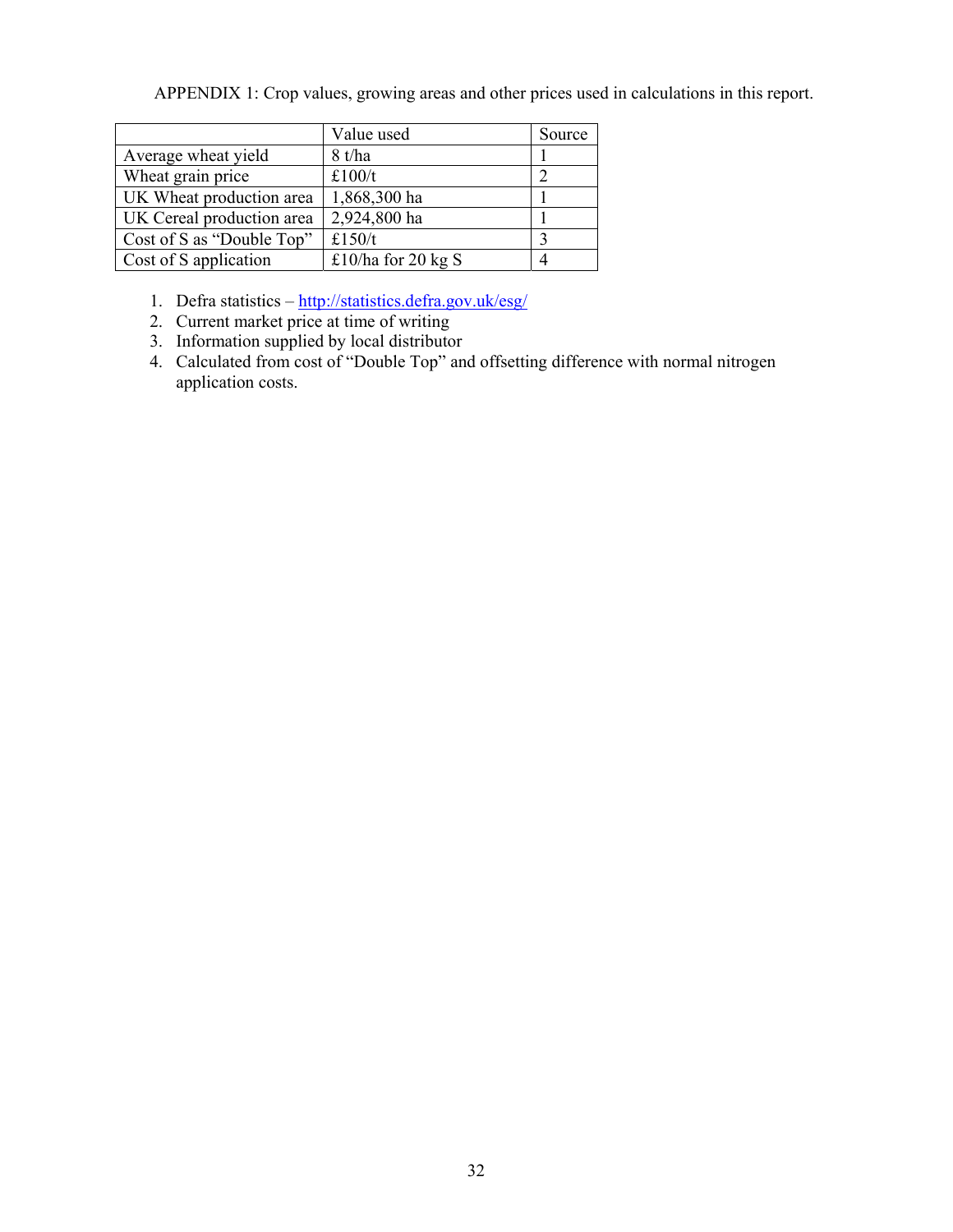APPENDIX 1: Crop values, growing areas and other prices used in calculations in this report.

| | Value used | Source |
|---|---|---|
| Average wheat yield | 8 t/ha | 1 |
| Wheat grain price | £100/t | 2 |
| UK Wheat production area | 1,868,300 ha | 1 |
| UK Cereal production area | 2,924,800 ha | 1 |
| Cost of S as "Double Top" | £150/t | 3 |
| Cost of S application | £10/ha for 20 kg S | 4 |

1. Defra statistics – http://statistics.defra.gov.uk/esg/
2. Current market price at time of writing
3. Information supplied by local distributor
4. Calculated from cost of "Double Top" and offsetting difference with normal nitrogen application costs.